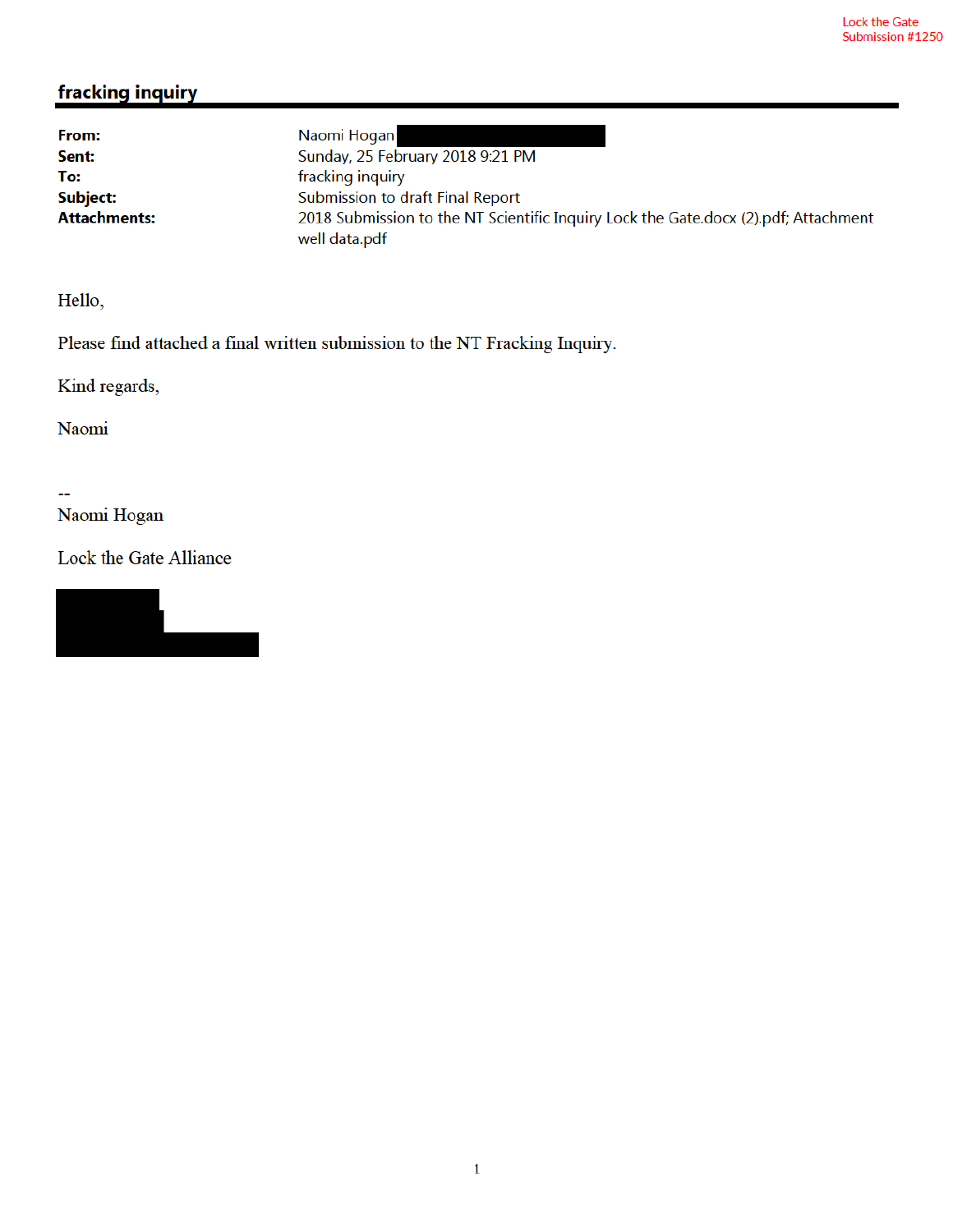Lock the Gate
Submission #1250

## fracking inquiry

**From:** Naomi Hogan
**Sent:** Sunday, 25 February 2018 9:21 PM
**To:** fracking inquiry
**Subject:** Submission to draft Final Report
**Attachments:** 2018 Submission to the NT Scientific Inquiry Lock the Gate.docx (2).pdf; Attachment well data.pdf

Hello,

Please find attached a final written submission to the NT Fracking Inquiry.

Kind regards,

Naomi

--
Naomi Hogan

Lock the Gate Alliance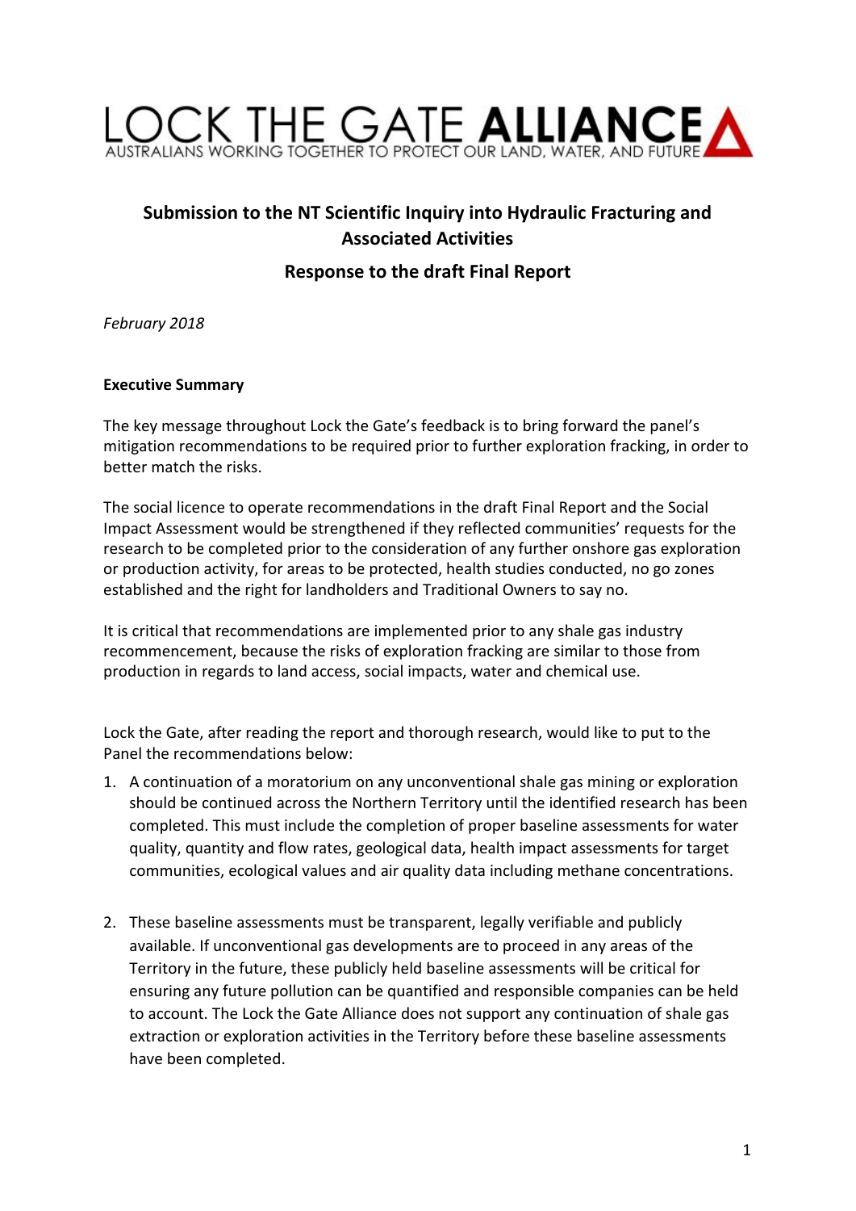# LOCK THE GATE ALLIANCE

AUSTRALIANS WORKING TOGETHER TO PROTECT OUR LAND, WATER, AND FUTURE

**Submission to the NT Scientific Inquiry into Hydraulic Fracturing and Associated Activities**

**Response to the draft Final Report**

*February 2018*

**Executive Summary**

The key message throughout Lock the Gate's feedback is to bring forward the panel's mitigation recommendations to be required prior to further exploration fracking, in order to better match the risks.

The social licence to operate recommendations in the draft Final Report and the Social Impact Assessment would be strengthened if they reflected communities' requests for the research to be completed prior to the consideration of any further onshore gas exploration or production activity, for areas to be protected, health studies conducted, no go zones established and the right for landholders and Traditional Owners to say no.

It is critical that recommendations are implemented prior to any shale gas industry recommencement, because the risks of exploration fracking are similar to those from production in regards to land access, social impacts, water and chemical use.

Lock the Gate, after reading the report and thorough research, would like to put to the Panel the recommendations below:

1. A continuation of a moratorium on any unconventional shale gas mining or exploration should be continued across the Northern Territory until the identified research has been completed. This must include the completion of proper baseline assessments for water quality, quantity and flow rates, geological data, health impact assessments for target communities, ecological values and air quality data including methane concentrations.

2. These baseline assessments must be transparent, legally verifiable and publicly available. If unconventional gas developments are to proceed in any areas of the Territory in the future, these publicly held baseline assessments will be critical for ensuring any future pollution can be quantified and responsible companies can be held to account. The Lock the Gate Alliance does not support any continuation of shale gas extraction or exploration activities in the Territory before these baseline assessments have been completed.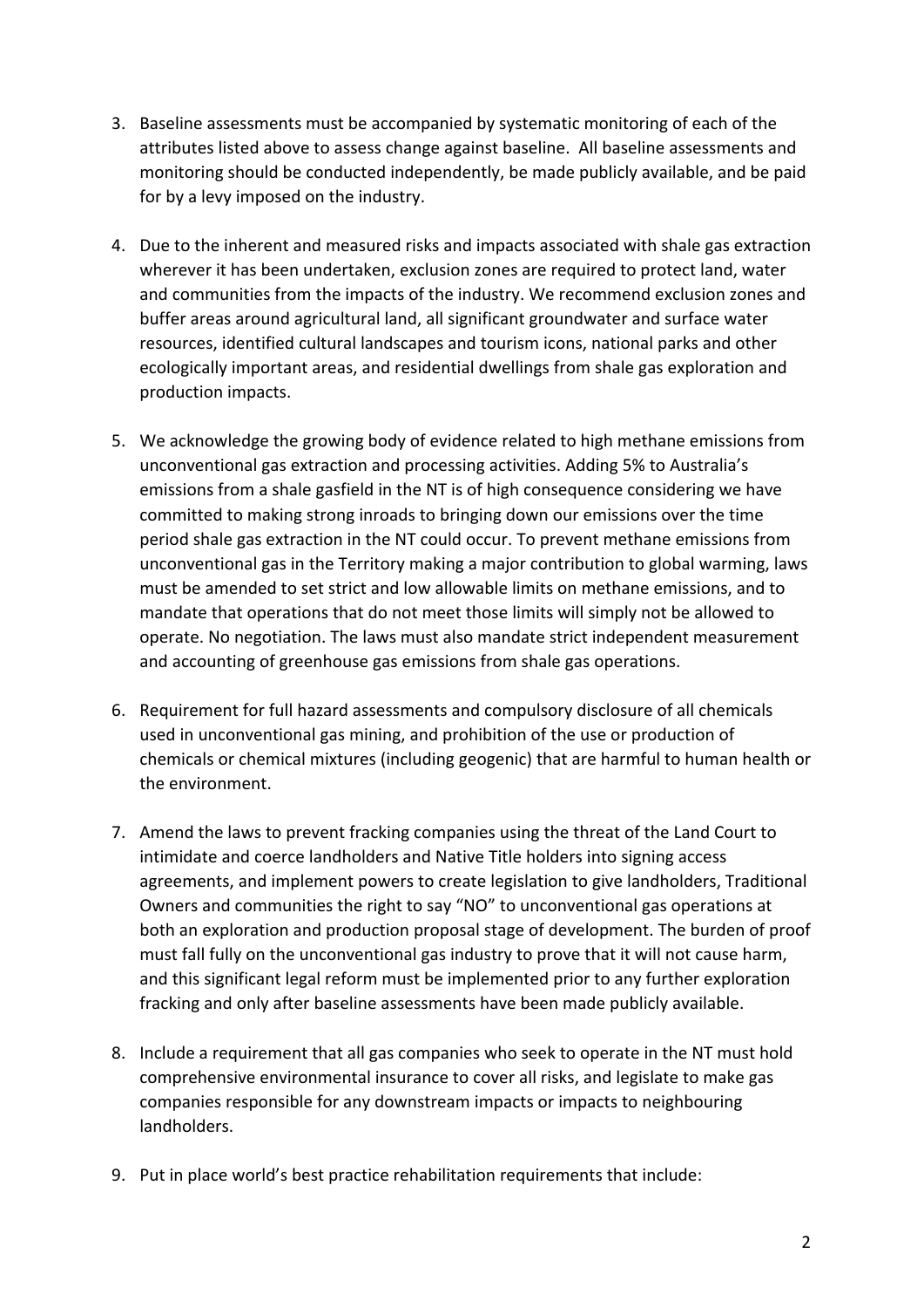3. Baseline assessments must be accompanied by systematic monitoring of each of the attributes listed above to assess change against baseline. All baseline assessments and monitoring should be conducted independently, be made publicly available, and be paid for by a levy imposed on the industry.

4. Due to the inherent and measured risks and impacts associated with shale gas extraction wherever it has been undertaken, exclusion zones are required to protect land, water and communities from the impacts of the industry. We recommend exclusion zones and buffer areas around agricultural land, all significant groundwater and surface water resources, identified cultural landscapes and tourism icons, national parks and other ecologically important areas, and residential dwellings from shale gas exploration and production impacts.

5. We acknowledge the growing body of evidence related to high methane emissions from unconventional gas extraction and processing activities. Adding 5% to Australia's emissions from a shale gasfield in the NT is of high consequence considering we have committed to making strong inroads to bringing down our emissions over the time period shale gas extraction in the NT could occur. To prevent methane emissions from unconventional gas in the Territory making a major contribution to global warming, laws must be amended to set strict and low allowable limits on methane emissions, and to mandate that operations that do not meet those limits will simply not be allowed to operate. No negotiation. The laws must also mandate strict independent measurement and accounting of greenhouse gas emissions from shale gas operations.

6. Requirement for full hazard assessments and compulsory disclosure of all chemicals used in unconventional gas mining, and prohibition of the use or production of chemicals or chemical mixtures (including geogenic) that are harmful to human health or the environment.

7. Amend the laws to prevent fracking companies using the threat of the Land Court to intimidate and coerce landholders and Native Title holders into signing access agreements, and implement powers to create legislation to give landholders, Traditional Owners and communities the right to say "NO" to unconventional gas operations at both an exploration and production proposal stage of development. The burden of proof must fall fully on the unconventional gas industry to prove that it will not cause harm, and this significant legal reform must be implemented prior to any further exploration fracking and only after baseline assessments have been made publicly available.

8. Include a requirement that all gas companies who seek to operate in the NT must hold comprehensive environmental insurance to cover all risks, and legislate to make gas companies responsible for any downstream impacts or impacts to neighbouring landholders.

9. Put in place world's best practice rehabilitation requirements that include: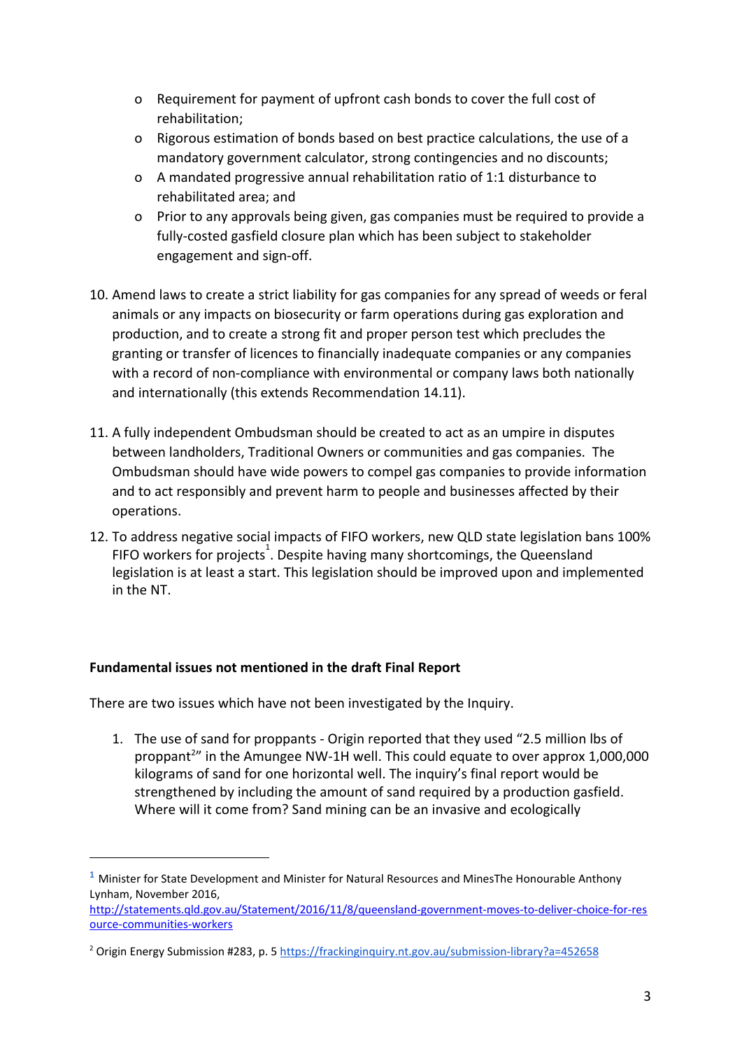- Requirement for payment of upfront cash bonds to cover the full cost of rehabilitation;
- Rigorous estimation of bonds based on best practice calculations, the use of a mandatory government calculator, strong contingencies and no discounts;
- A mandated progressive annual rehabilitation ratio of 1:1 disturbance to rehabilitated area; and
- Prior to any approvals being given, gas companies must be required to provide a fully-costed gasfield closure plan which has been subject to stakeholder engagement and sign-off.

10. Amend laws to create a strict liability for gas companies for any spread of weeds or feral animals or any impacts on biosecurity or farm operations during gas exploration and production, and to create a strong fit and proper person test which precludes the granting or transfer of licences to financially inadequate companies or any companies with a record of non-compliance with environmental or company laws both nationally and internationally (this extends Recommendation 14.11).

11. A fully independent Ombudsman should be created to act as an umpire in disputes between landholders, Traditional Owners or communities and gas companies. The Ombudsman should have wide powers to compel gas companies to provide information and to act responsibly and prevent harm to people and businesses affected by their operations.

12. To address negative social impacts of FIFO workers, new QLD state legislation bans 100% FIFO workers for projects[1]. Despite having many shortcomings, the Queensland legislation is at least a start. This legislation should be improved upon and implemented in the NT.

**Fundamental issues not mentioned in the draft Final Report**

There are two issues which have not been investigated by the Inquiry.

1. The use of sand for proppants - Origin reported that they used "2.5 million lbs of proppant[2]" in the Amungee NW-1H well. This could equate to over approx 1,000,000 kilograms of sand for one horizontal well. The inquiry's final report would be strengthened by including the amount of sand required by a production gasfield. Where will it come from? Sand mining can be an invasive and ecologically

---

[1] Minister for State Development and Minister for Natural Resources and MinesThe Honourable Anthony Lynham, November 2016, http://statements.qld.gov.au/Statement/2016/11/8/queensland-government-moves-to-deliver-choice-for-resource-communities-workers

[2] Origin Energy Submission #283, p. 5 https://frackinginquiry.nt.gov.au/submission-library?a=452658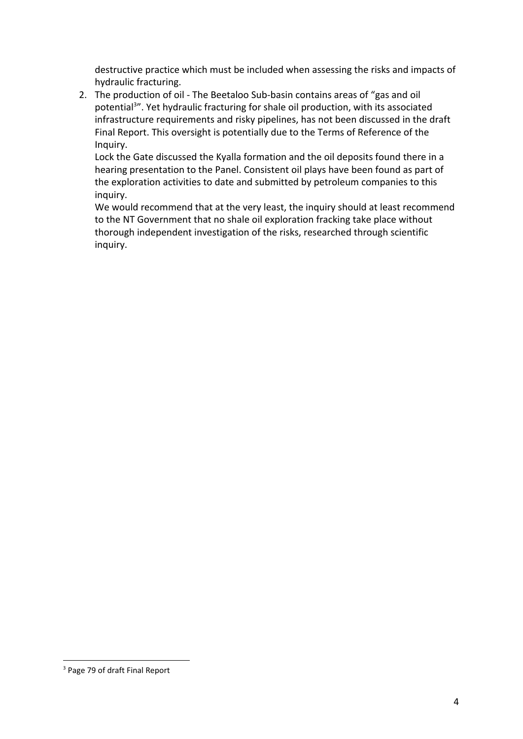destructive practice which must be included when assessing the risks and impacts of hydraulic fracturing.

2. The production of oil - The Beetaloo Sub-basin contains areas of "gas and oil potential[3]". Yet hydraulic fracturing for shale oil production, with its associated infrastructure requirements and risky pipelines, has not been discussed in the draft Final Report. This oversight is potentially due to the Terms of Reference of the Inquiry.

   Lock the Gate discussed the Kyalla formation and the oil deposits found there in a hearing presentation to the Panel. Consistent oil plays have been found as part of the exploration activities to date and submitted by petroleum companies to this inquiry.

   We would recommend that at the very least, the inquiry should at least recommend to the NT Government that no shale oil exploration fracking take place without thorough independent investigation of the risks, researched through scientific inquiry.

[3] Page 79 of draft Final Report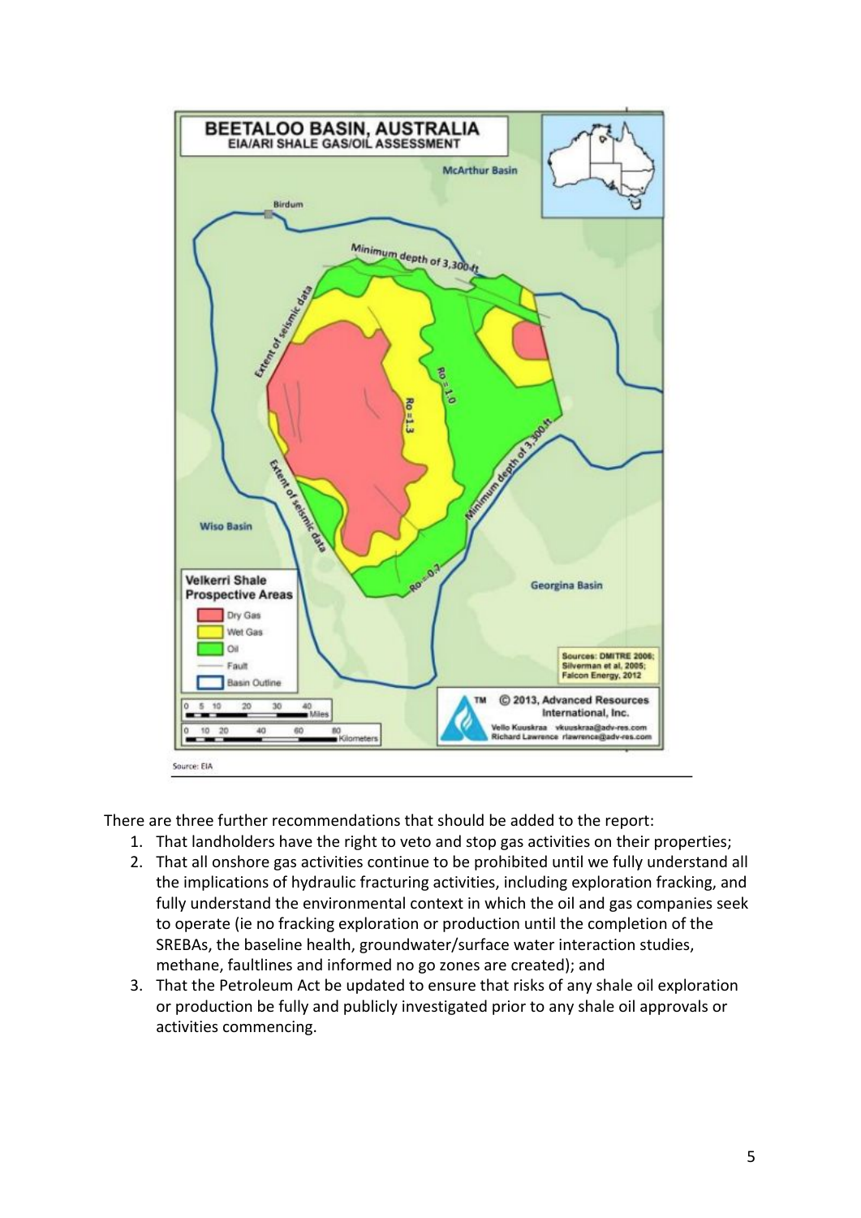Source: EIA

There are three further recommendations that should be added to the report:

1. That landholders have the right to veto and stop gas activities on their properties;
2. That all onshore gas activities continue to be prohibited until we fully understand all the implications of hydraulic fracturing activities, including exploration fracking, and fully understand the environmental context in which the oil and gas companies seek to operate (ie no fracking exploration or production until the completion of the SREBAs, the baseline health, groundwater/surface water interaction studies, methane, faultlines and informed no go zones are created); and
3. That the Petroleum Act be updated to ensure that risks of any shale oil exploration or production be fully and publicly investigated prior to any shale oil approvals or activities commencing.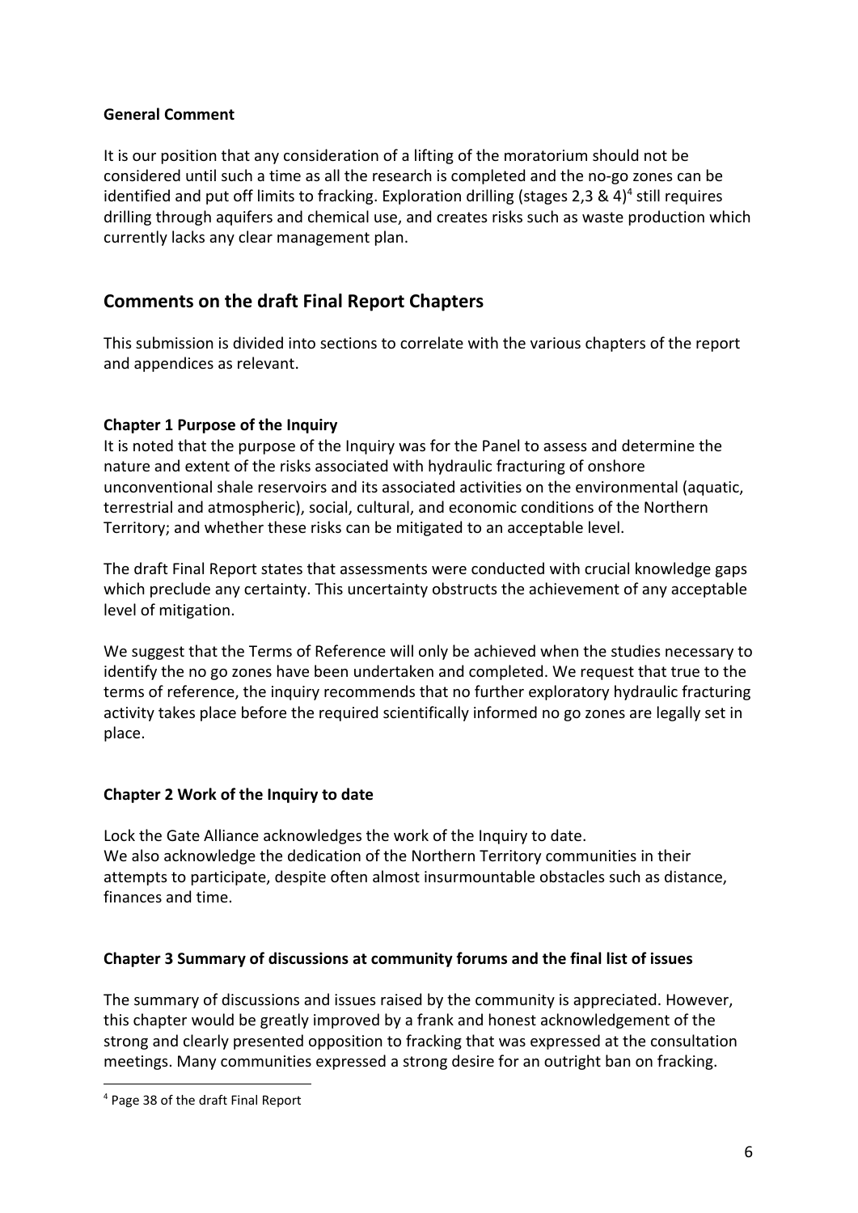**General Comment**

It is our position that any consideration of a lifting of the moratorium should not be considered until such a time as all the research is completed and the no-go zones can be identified and put off limits to fracking. Exploration drilling (stages 2,3 & 4)[4] still requires drilling through aquifers and chemical use, and creates risks such as waste production which currently lacks any clear management plan.

## Comments on the draft Final Report Chapters

This submission is divided into sections to correlate with the various chapters of the report and appendices as relevant.

**Chapter 1 Purpose of the Inquiry**

It is noted that the purpose of the Inquiry was for the Panel to assess and determine the nature and extent of the risks associated with hydraulic fracturing of onshore unconventional shale reservoirs and its associated activities on the environmental (aquatic, terrestrial and atmospheric), social, cultural, and economic conditions of the Northern Territory; and whether these risks can be mitigated to an acceptable level.

The draft Final Report states that assessments were conducted with crucial knowledge gaps which preclude any certainty. This uncertainty obstructs the achievement of any acceptable level of mitigation.

We suggest that the Terms of Reference will only be achieved when the studies necessary to identify the no go zones have been undertaken and completed. We request that true to the terms of reference, the inquiry recommends that no further exploratory hydraulic fracturing activity takes place before the required scientifically informed no go zones are legally set in place.

**Chapter 2 Work of the Inquiry to date**

Lock the Gate Alliance acknowledges the work of the Inquiry to date.
We also acknowledge the dedication of the Northern Territory communities in their attempts to participate, despite often almost insurmountable obstacles such as distance, finances and time.

**Chapter 3 Summary of discussions at community forums and the final list of issues**

The summary of discussions and issues raised by the community is appreciated. However, this chapter would be greatly improved by a frank and honest acknowledgement of the strong and clearly presented opposition to fracking that was expressed at the consultation meetings. Many communities expressed a strong desire for an outright ban on fracking.

[4] Page 38 of the draft Final Report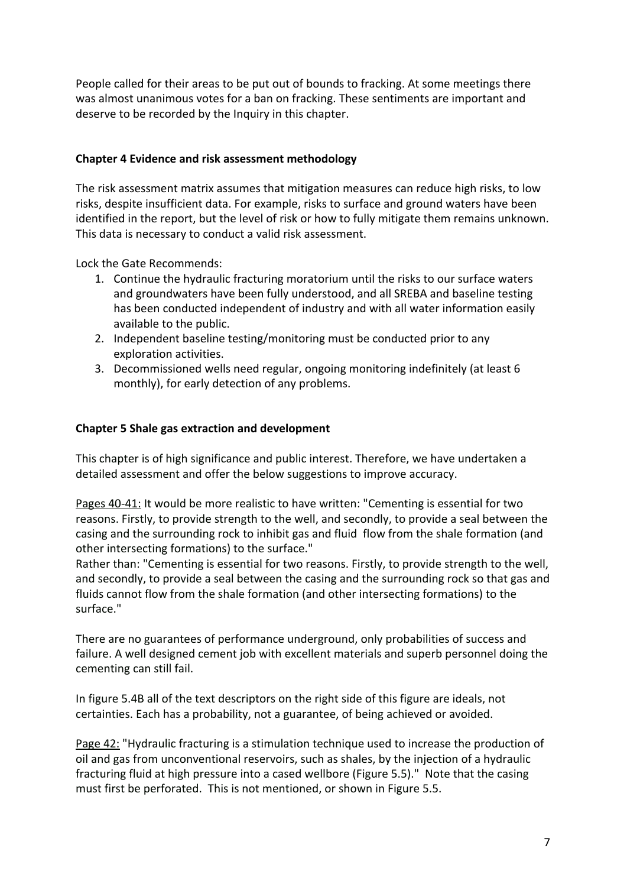People called for their areas to be put out of bounds to fracking. At some meetings there was almost unanimous votes for a ban on fracking. These sentiments are important and deserve to be recorded by the Inquiry in this chapter.

**Chapter 4 Evidence and risk assessment methodology**

The risk assessment matrix assumes that mitigation measures can reduce high risks, to low risks, despite insufficient data. For example, risks to surface and ground waters have been identified in the report, but the level of risk or how to fully mitigate them remains unknown. This data is necessary to conduct a valid risk assessment.

Lock the Gate Recommends:

1. Continue the hydraulic fracturing moratorium until the risks to our surface waters and groundwaters have been fully understood, and all SREBA and baseline testing has been conducted independent of industry and with all water information easily available to the public.
2. Independent baseline testing/monitoring must be conducted prior to any exploration activities.
3. Decommissioned wells need regular, ongoing monitoring indefinitely (at least 6 monthly), for early detection of any problems.

**Chapter 5 Shale gas extraction and development**

This chapter is of high significance and public interest. Therefore, we have undertaken a detailed assessment and offer the below suggestions to improve accuracy.

Pages 40-41: It would be more realistic to have written: "Cementing is essential for two reasons. Firstly, to provide strength to the well, and secondly, to provide a seal between the casing and the surrounding rock to inhibit gas and fluid flow from the shale formation (and other intersecting formations) to the surface."
Rather than: "Cementing is essential for two reasons. Firstly, to provide strength to the well, and secondly, to provide a seal between the casing and the surrounding rock so that gas and fluids cannot flow from the shale formation (and other intersecting formations) to the surface."

There are no guarantees of performance underground, only probabilities of success and failure. A well designed cement job with excellent materials and superb personnel doing the cementing can still fail.

In figure 5.4B all of the text descriptors on the right side of this figure are ideals, not certainties. Each has a probability, not a guarantee, of being achieved or avoided.

Page 42: "Hydraulic fracturing is a stimulation technique used to increase the production of oil and gas from unconventional reservoirs, such as shales, by the injection of a hydraulic fracturing fluid at high pressure into a cased wellbore (Figure 5.5)." Note that the casing must first be perforated. This is not mentioned, or shown in Figure 5.5.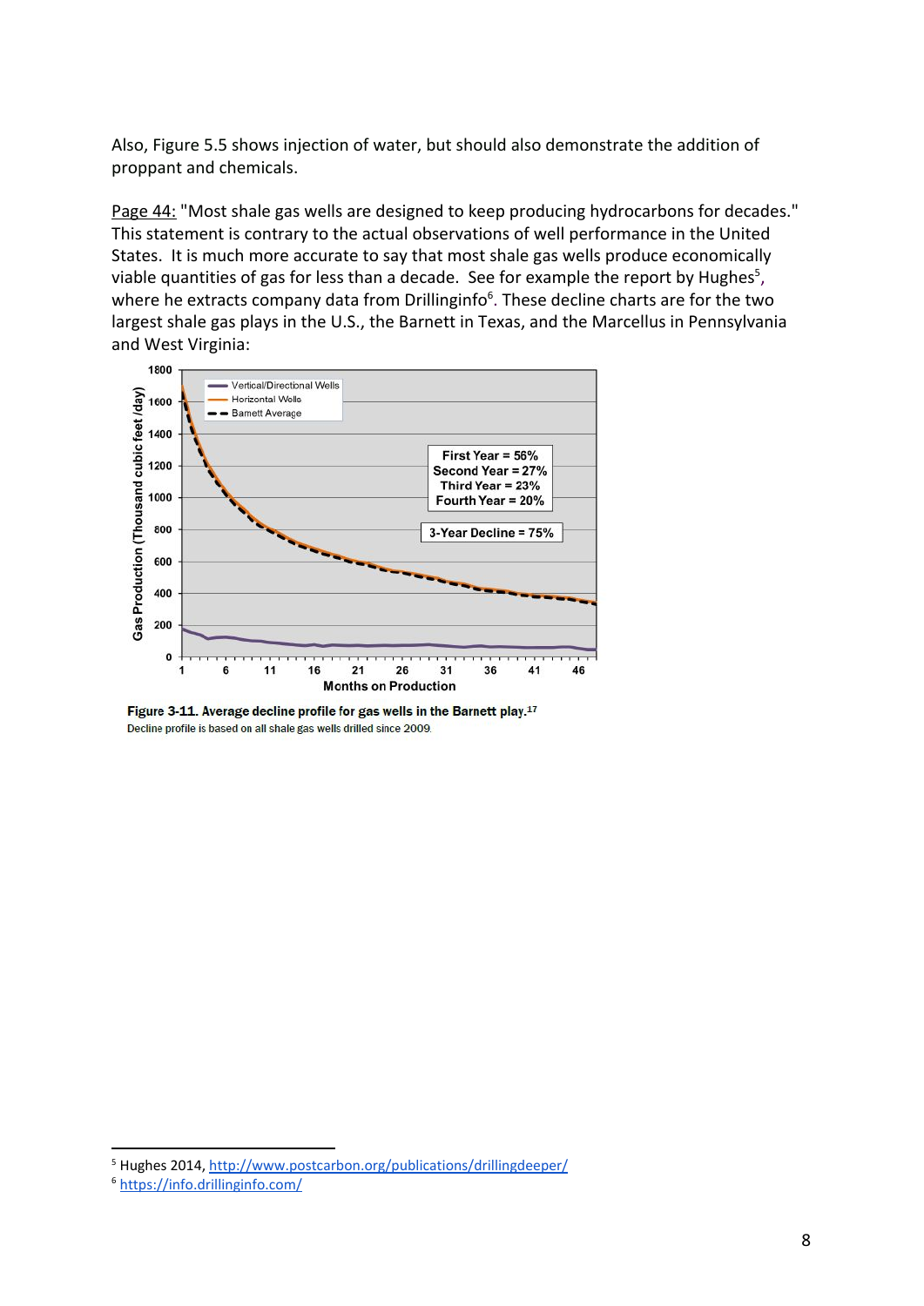Also, Figure 5.5 shows injection of water, but should also demonstrate the addition of proppant and chemicals.

Page 44: "Most shale gas wells are designed to keep producing hydrocarbons for decades." This statement is contrary to the actual observations of well performance in the United States. It is much more accurate to say that most shale gas wells produce economically viable quantities of gas for less than a decade. See for example the report by Hughes[5], where he extracts company data from Drillinginfo[6]. These decline charts are for the two largest shale gas plays in the U.S., the Barnett in Texas, and the Marcellus in Pennsylvania and West Virginia:

**Figure 3-11. Average decline profile for gas wells in the Barnett play.**[17]
Decline profile is based on all shale gas wells drilled since 2009.

---

[5] Hughes 2014, http://www.postcarbon.org/publications/drillingdeeper/

[6] https://info.drillinginfo.com/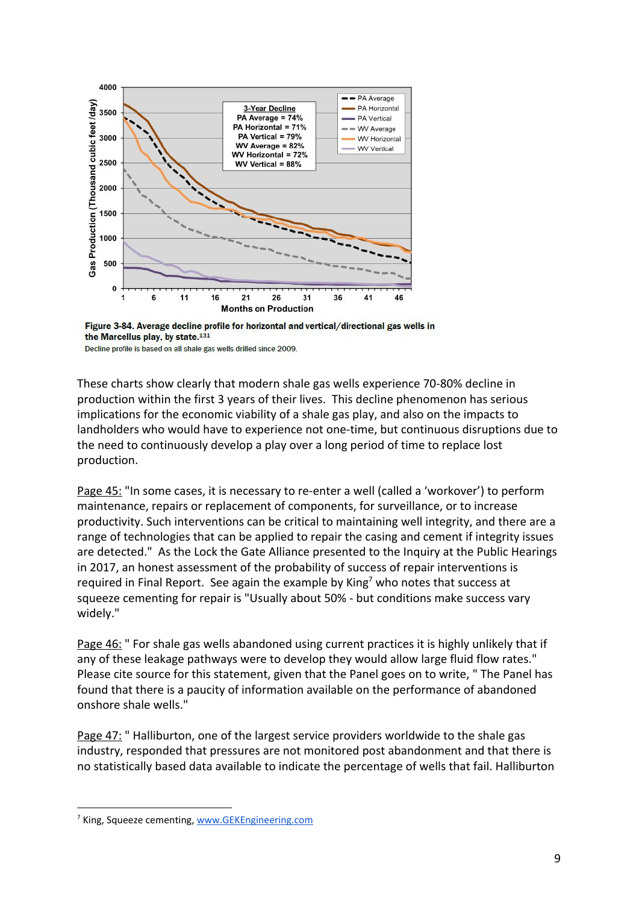Figure 3-84. Average decline profile for horizontal and vertical/directional gas wells in the Marcellus play, by state.[131]
Decline profile is based on all shale gas wells drilled since 2009.

These charts show clearly that modern shale gas wells experience 70-80% decline in production within the first 3 years of their lives. This decline phenomenon has serious implications for the economic viability of a shale gas play, and also on the impacts to landholders who would have to experience not one-time, but continuous disruptions due to the need to continuously develop a play over a long period of time to replace lost production.

Page 45: "In some cases, it is necessary to re-enter a well (called a 'workover') to perform maintenance, repairs or replacement of components, for surveillance, or to increase productivity. Such interventions can be critical to maintaining well integrity, and there are a range of technologies that can be applied to repair the casing and cement if integrity issues are detected." As the Lock the Gate Alliance presented to the Inquiry at the Public Hearings in 2017, an honest assessment of the probability of success of repair interventions is required in Final Report. See again the example by King[7] who notes that success at squeeze cementing for repair is "Usually about 50% - but conditions make success vary widely."

Page 46: " For shale gas wells abandoned using current practices it is highly unlikely that if any of these leakage pathways were to develop they would allow large fluid flow rates." Please cite source for this statement, given that the Panel goes on to write, " The Panel has found that there is a paucity of information available on the performance of abandoned onshore shale wells."

Page 47: " Halliburton, one of the largest service providers worldwide to the shale gas industry, responded that pressures are not monitored post abandonment and that there is no statistically based data available to indicate the percentage of wells that fail. Halliburton

[7] King, Squeeze cementing, www.GEKEngineering.com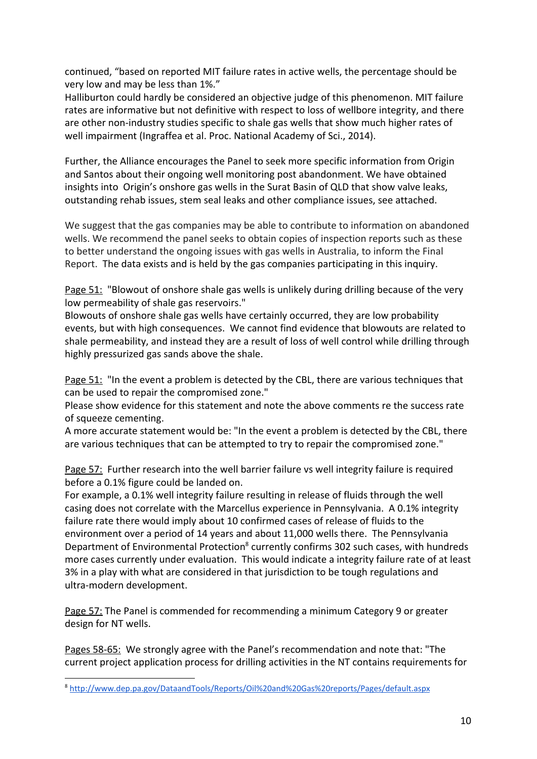continued, "based on reported MIT failure rates in active wells, the percentage should be very low and may be less than 1%."
Halliburton could hardly be considered an objective judge of this phenomenon. MIT failure rates are informative but not definitive with respect to loss of wellbore integrity, and there are other non-industry studies specific to shale gas wells that show much higher rates of well impairment (Ingraffea et al. Proc. National Academy of Sci., 2014).

Further, the Alliance encourages the Panel to seek more specific information from Origin and Santos about their ongoing well monitoring post abandonment. We have obtained insights into Origin's onshore gas wells in the Surat Basin of QLD that show valve leaks, outstanding rehab issues, stem seal leaks and other compliance issues, see attached.

We suggest that the gas companies may be able to contribute to information on abandoned wells. We recommend the panel seeks to obtain copies of inspection reports such as these to better understand the ongoing issues with gas wells in Australia, to inform the Final Report. The data exists and is held by the gas companies participating in this inquiry.

Page 51: "Blowout of onshore shale gas wells is unlikely during drilling because of the very low permeability of shale gas reservoirs."
Blowouts of onshore shale gas wells have certainly occurred, they are low probability events, but with high consequences. We cannot find evidence that blowouts are related to shale permeability, and instead they are a result of loss of well control while drilling through highly pressurized gas sands above the shale.

Page 51: "In the event a problem is detected by the CBL, there are various techniques that can be used to repair the compromised zone."
Please show evidence for this statement and note the above comments re the success rate of squeeze cementing.
A more accurate statement would be: "In the event a problem is detected by the CBL, there are various techniques that can be attempted to try to repair the compromised zone."

Page 57: Further research into the well barrier failure vs well integrity failure is required before a 0.1% figure could be landed on.
For example, a 0.1% well integrity failure resulting in release of fluids through the well casing does not correlate with the Marcellus experience in Pennsylvania. A 0.1% integrity failure rate there would imply about 10 confirmed cases of release of fluids to the environment over a period of 14 years and about 11,000 wells there. The Pennsylvania Department of Environmental Protection[8] currently confirms 302 such cases, with hundreds more cases currently under evaluation. This would indicate a integrity failure rate of at least 3% in a play with what are considered in that jurisdiction to be tough regulations and ultra-modern development.

Page 57: The Panel is commended for recommending a minimum Category 9 or greater design for NT wells.

Pages 58-65: We strongly agree with the Panel's recommendation and note that: "The current project application process for drilling activities in the NT contains requirements for

[8] http://www.dep.pa.gov/DataandTools/Reports/Oil%20and%20Gas%20reports/Pages/default.aspx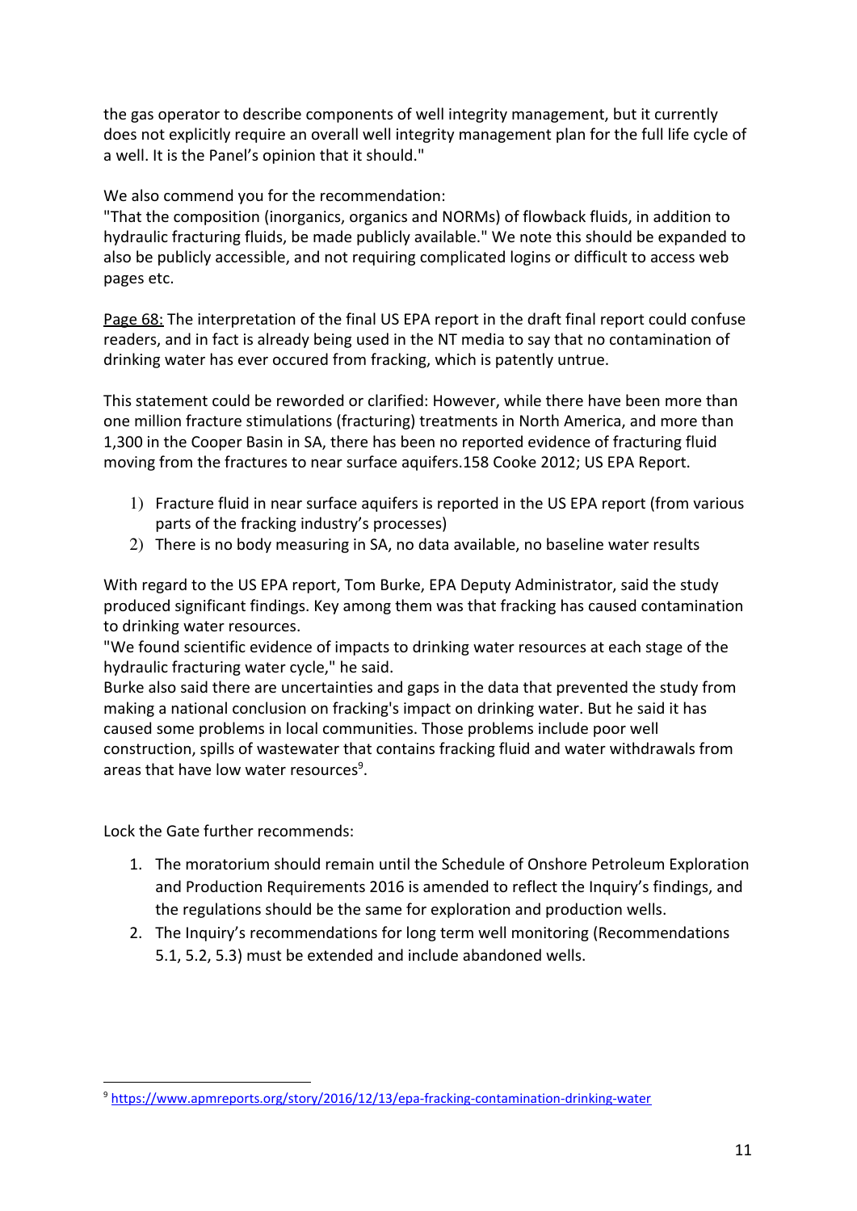the gas operator to describe components of well integrity management, but it currently does not explicitly require an overall well integrity management plan for the full life cycle of a well. It is the Panel's opinion that it should."

We also commend you for the recommendation:
"That the composition (inorganics, organics and NORMs) of flowback fluids, in addition to hydraulic fracturing fluids, be made publicly available." We note this should be expanded to also be publicly accessible, and not requiring complicated logins or difficult to access web pages etc.

Page 68: The interpretation of the final US EPA report in the draft final report could confuse readers, and in fact is already being used in the NT media to say that no contamination of drinking water has ever occured from fracking, which is patently untrue.

This statement could be reworded or clarified: However, while there have been more than one million fracture stimulations (fracturing) treatments in North America, and more than 1,300 in the Cooper Basin in SA, there has been no reported evidence of fracturing fluid moving from the fractures to near surface aquifers.158 Cooke 2012; US EPA Report.

1) Fracture fluid in near surface aquifers is reported in the US EPA report (from various parts of the fracking industry's processes)
2) There is no body measuring in SA, no data available, no baseline water results

With regard to the US EPA report, Tom Burke, EPA Deputy Administrator, said the study produced significant findings. Key among them was that fracking has caused contamination to drinking water resources.
"We found scientific evidence of impacts to drinking water resources at each stage of the hydraulic fracturing water cycle," he said.
Burke also said there are uncertainties and gaps in the data that prevented the study from making a national conclusion on fracking's impact on drinking water. But he said it has caused some problems in local communities. Those problems include poor well construction, spills of wastewater that contains fracking fluid and water withdrawals from areas that have low water resources[9].

Lock the Gate further recommends:

1. The moratorium should remain until the Schedule of Onshore Petroleum Exploration and Production Requirements 2016 is amended to reflect the Inquiry's findings, and the regulations should be the same for exploration and production wells.
2. The Inquiry's recommendations for long term well monitoring (Recommendations 5.1, 5.2, 5.3) must be extended and include abandoned wells.

[9] https://www.apmreports.org/story/2016/12/13/epa-fracking-contamination-drinking-water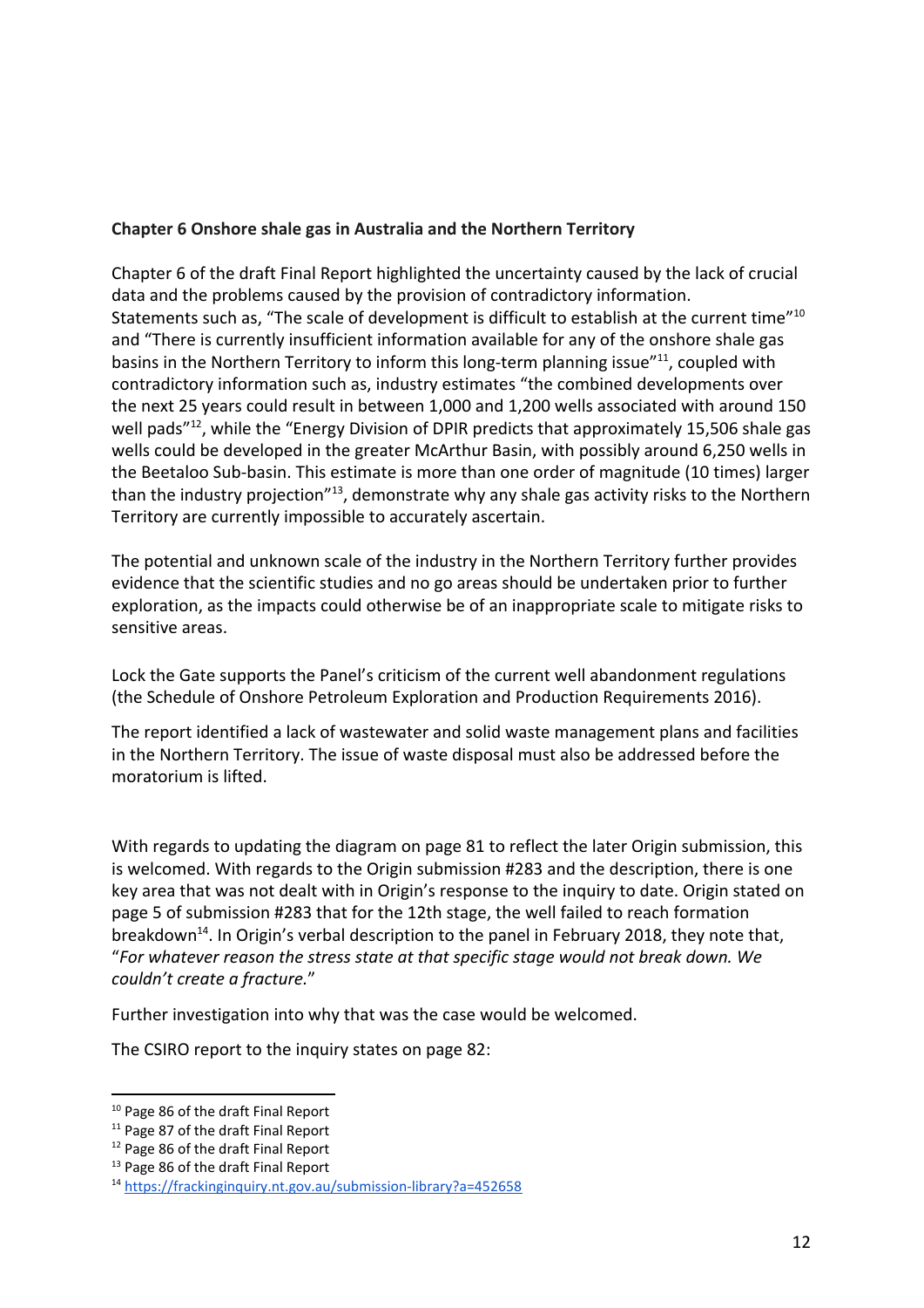**Chapter 6 Onshore shale gas in Australia and the Northern Territory**

Chapter 6 of the draft Final Report highlighted the uncertainty caused by the lack of crucial data and the problems caused by the provision of contradictory information. Statements such as, "The scale of development is difficult to establish at the current time"[10] and "There is currently insufficient information available for any of the onshore shale gas basins in the Northern Territory to inform this long-term planning issue"[11], coupled with contradictory information such as, industry estimates "the combined developments over the next 25 years could result in between 1,000 and 1,200 wells associated with around 150 well pads"[12], while the "Energy Division of DPIR predicts that approximately 15,506 shale gas wells could be developed in the greater McArthur Basin, with possibly around 6,250 wells in the Beetaloo Sub-basin. This estimate is more than one order of magnitude (10 times) larger than the industry projection"[13], demonstrate why any shale gas activity risks to the Northern Territory are currently impossible to accurately ascertain.

The potential and unknown scale of the industry in the Northern Territory further provides evidence that the scientific studies and no go areas should be undertaken prior to further exploration, as the impacts could otherwise be of an inappropriate scale to mitigate risks to sensitive areas.

Lock the Gate supports the Panel's criticism of the current well abandonment regulations (the Schedule of Onshore Petroleum Exploration and Production Requirements 2016).

The report identified a lack of wastewater and solid waste management plans and facilities in the Northern Territory. The issue of waste disposal must also be addressed before the moratorium is lifted.

With regards to updating the diagram on page 81 to reflect the later Origin submission, this is welcomed. With regards to the Origin submission #283 and the description, there is one key area that was not dealt with in Origin's response to the inquiry to date. Origin stated on page 5 of submission #283 that for the 12th stage, the well failed to reach formation breakdown[14]. In Origin's verbal description to the panel in February 2018, they note that, "*For whatever reason the stress state at that specific stage would not break down. We couldn't create a fracture.*"

Further investigation into why that was the case would be welcomed.

The CSIRO report to the inquiry states on page 82:

---

[10] Page 86 of the draft Final Report

[11] Page 87 of the draft Final Report

[12] Page 86 of the draft Final Report

[13] Page 86 of the draft Final Report

[14] https://frackinginquiry.nt.gov.au/submission-library?a=452658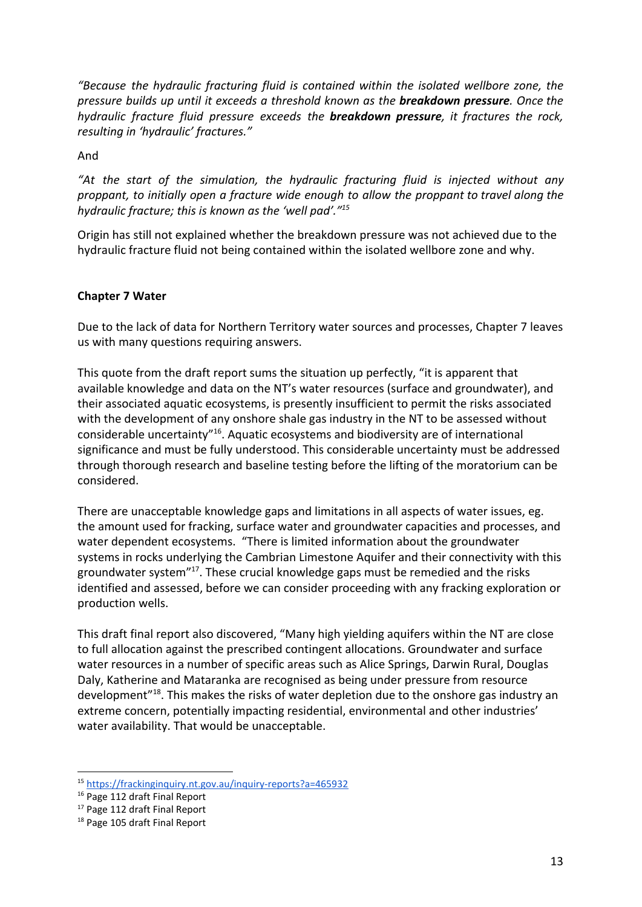*"Because the hydraulic fracturing fluid is contained within the isolated wellbore zone, the pressure builds up until it exceeds a threshold known as the **breakdown pressure**. Once the hydraulic fracture fluid pressure exceeds the **breakdown pressure**, it fractures the rock, resulting in 'hydraulic' fractures."*

And

*"At the start of the simulation, the hydraulic fracturing fluid is injected without any proppant, to initially open a fracture wide enough to allow the proppant to travel along the hydraulic fracture; this is known as the 'well pad'."*[15]

Origin has still not explained whether the breakdown pressure was not achieved due to the hydraulic fracture fluid not being contained within the isolated wellbore zone and why.

**Chapter 7 Water**

Due to the lack of data for Northern Territory water sources and processes, Chapter 7 leaves us with many questions requiring answers.

This quote from the draft report sums the situation up perfectly, "it is apparent that available knowledge and data on the NT's water resources (surface and groundwater), and their associated aquatic ecosystems, is presently insufficient to permit the risks associated with the development of any onshore shale gas industry in the NT to be assessed without considerable uncertainty"[16]. Aquatic ecosystems and biodiversity are of international significance and must be fully understood. This considerable uncertainty must be addressed through thorough research and baseline testing before the lifting of the moratorium can be considered.

There are unacceptable knowledge gaps and limitations in all aspects of water issues, eg. the amount used for fracking, surface water and groundwater capacities and processes, and water dependent ecosystems. "There is limited information about the groundwater systems in rocks underlying the Cambrian Limestone Aquifer and their connectivity with this groundwater system"[17]. These crucial knowledge gaps must be remedied and the risks identified and assessed, before we can consider proceeding with any fracking exploration or production wells.

This draft final report also discovered, "Many high yielding aquifers within the NT are close to full allocation against the prescribed contingent allocations. Groundwater and surface water resources in a number of specific areas such as Alice Springs, Darwin Rural, Douglas Daly, Katherine and Mataranka are recognised as being under pressure from resource development"[18]. This makes the risks of water depletion due to the onshore gas industry an extreme concern, potentially impacting residential, environmental and other industries' water availability. That would be unacceptable.

---

[15] https://frackinginquiry.nt.gov.au/inquiry-reports?a=465932

[16] Page 112 draft Final Report

[17] Page 112 draft Final Report

[18] Page 105 draft Final Report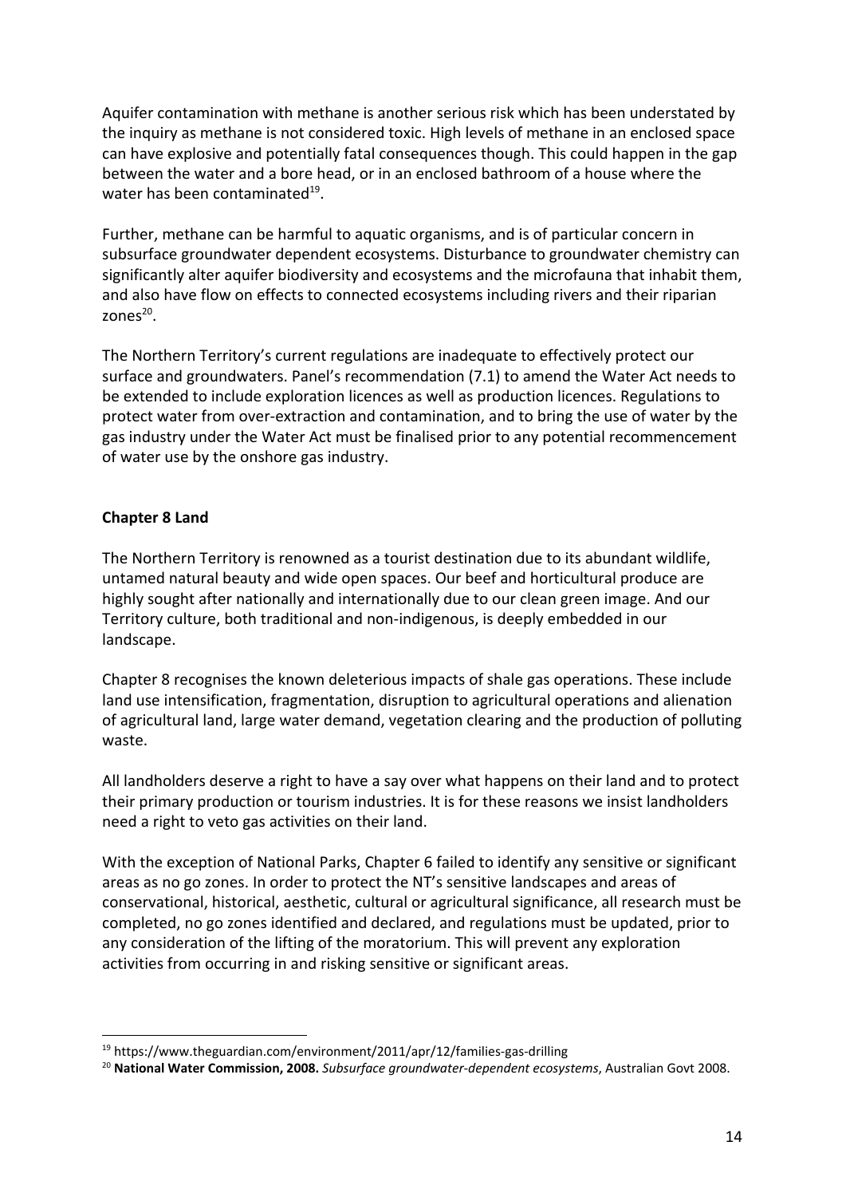Aquifer contamination with methane is another serious risk which has been understated by the inquiry as methane is not considered toxic. High levels of methane in an enclosed space can have explosive and potentially fatal consequences though. This could happen in the gap between the water and a bore head, or in an enclosed bathroom of a house where the water has been contaminated[19].

Further, methane can be harmful to aquatic organisms, and is of particular concern in subsurface groundwater dependent ecosystems. Disturbance to groundwater chemistry can significantly alter aquifer biodiversity and ecosystems and the microfauna that inhabit them, and also have flow on effects to connected ecosystems including rivers and their riparian zones[20].

The Northern Territory's current regulations are inadequate to effectively protect our surface and groundwaters. Panel's recommendation (7.1) to amend the Water Act needs to be extended to include exploration licences as well as production licences. Regulations to protect water from over-extraction and contamination, and to bring the use of water by the gas industry under the Water Act must be finalised prior to any potential recommencement of water use by the onshore gas industry.

**Chapter 8 Land**

The Northern Territory is renowned as a tourist destination due to its abundant wildlife, untamed natural beauty and wide open spaces. Our beef and horticultural produce are highly sought after nationally and internationally due to our clean green image. And our Territory culture, both traditional and non-indigenous, is deeply embedded in our landscape.

Chapter 8 recognises the known deleterious impacts of shale gas operations. These include land use intensification, fragmentation, disruption to agricultural operations and alienation of agricultural land, large water demand, vegetation clearing and the production of polluting waste.

All landholders deserve a right to have a say over what happens on their land and to protect their primary production or tourism industries. It is for these reasons we insist landholders need a right to veto gas activities on their land.

With the exception of National Parks, Chapter 6 failed to identify any sensitive or significant areas as no go zones. In order to protect the NT's sensitive landscapes and areas of conservational, historical, aesthetic, cultural or agricultural significance, all research must be completed, no go zones identified and declared, and regulations must be updated, prior to any consideration of the lifting of the moratorium. This will prevent any exploration activities from occurring in and risking sensitive or significant areas.

---

[19] https://www.theguardian.com/environment/2011/apr/12/families-gas-drilling

[20] **National Water Commission, 2008.** *Subsurface groundwater-dependent ecosystems*, Australian Govt 2008.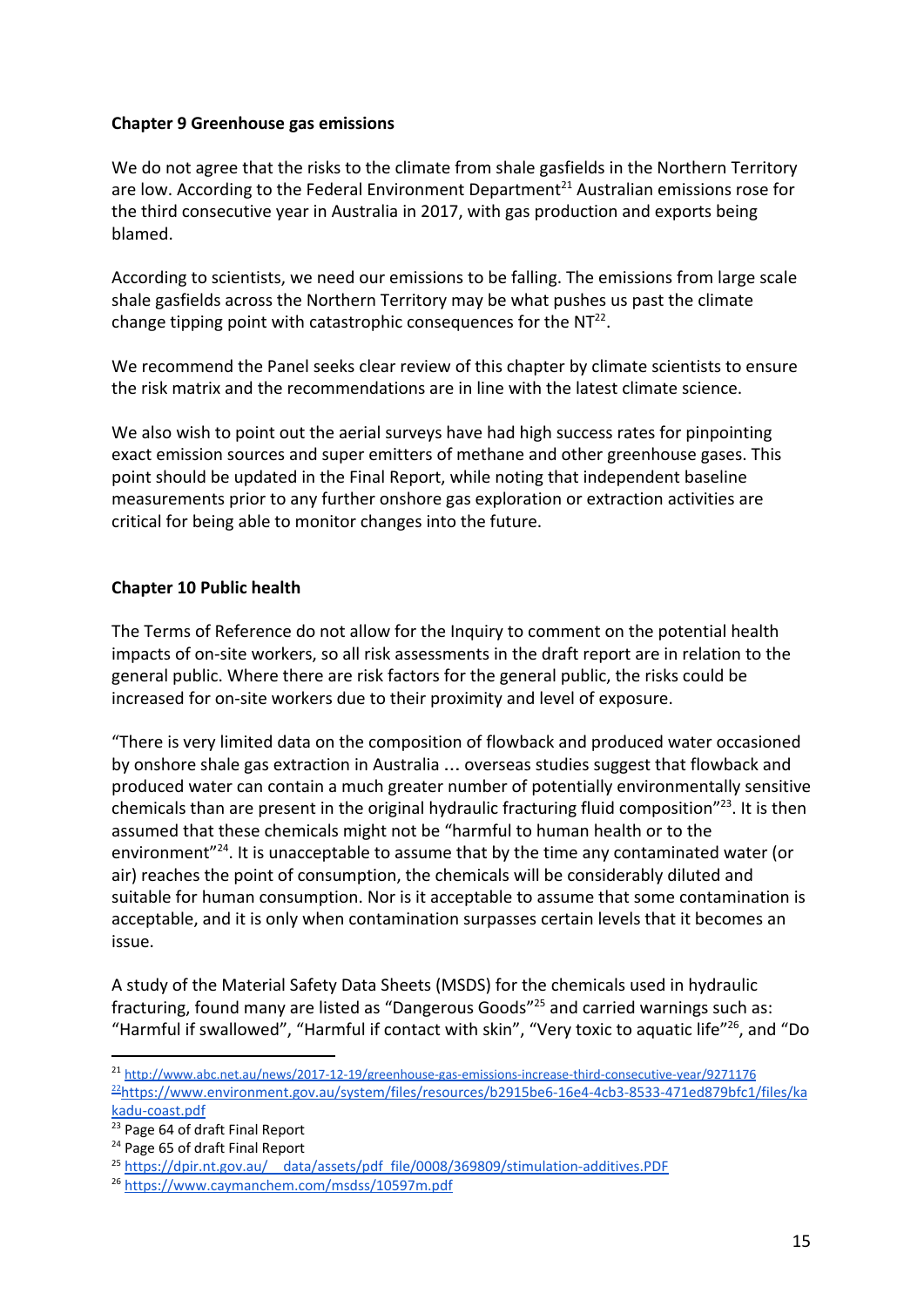**Chapter 9 Greenhouse gas emissions**

We do not agree that the risks to the climate from shale gasfields in the Northern Territory are low. According to the Federal Environment Department[21] Australian emissions rose for the third consecutive year in Australia in 2017, with gas production and exports being blamed.

According to scientists, we need our emissions to be falling. The emissions from large scale shale gasfields across the Northern Territory may be what pushes us past the climate change tipping point with catastrophic consequences for the NT[22].

We recommend the Panel seeks clear review of this chapter by climate scientists to ensure the risk matrix and the recommendations are in line with the latest climate science.

We also wish to point out the aerial surveys have had high success rates for pinpointing exact emission sources and super emitters of methane and other greenhouse gases. This point should be updated in the Final Report, while noting that independent baseline measurements prior to any further onshore gas exploration or extraction activities are critical for being able to monitor changes into the future.

**Chapter 10 Public health**

The Terms of Reference do not allow for the Inquiry to comment on the potential health impacts of on-site workers, so all risk assessments in the draft report are in relation to the general public. Where there are risk factors for the general public, the risks could be increased for on-site workers due to their proximity and level of exposure.

"There is very limited data on the composition of flowback and produced water occasioned by onshore shale gas extraction in Australia … overseas studies suggest that flowback and produced water can contain a much greater number of potentially environmentally sensitive chemicals than are present in the original hydraulic fracturing fluid composition"[23]. It is then assumed that these chemicals might not be "harmful to human health or to the environment"[24]. It is unacceptable to assume that by the time any contaminated water (or air) reaches the point of consumption, the chemicals will be considerably diluted and suitable for human consumption. Nor is it acceptable to assume that some contamination is acceptable, and it is only when contamination surpasses certain levels that it becomes an issue.

A study of the Material Safety Data Sheets (MSDS) for the chemicals used in hydraulic fracturing, found many are listed as "Dangerous Goods"[25] and carried warnings such as: "Harmful if swallowed", "Harmful if contact with skin", "Very toxic to aquatic life"[26], and "Do

---

[21] http://www.abc.net.au/news/2017-12-19/greenhouse-gas-emissions-increase-third-consecutive-year/9271176

[22] https://www.environment.gov.au/system/files/resources/b2915be6-16e4-4cb3-8533-471ed879bfc1/files/kakadu-coast.pdf

[23] Page 64 of draft Final Report

[24] Page 65 of draft Final Report

[25] https://dpir.nt.gov.au/__data/assets/pdf_file/0008/369809/stimulation-additives.PDF

[26] https://www.caymanchem.com/msdss/10597m.pdf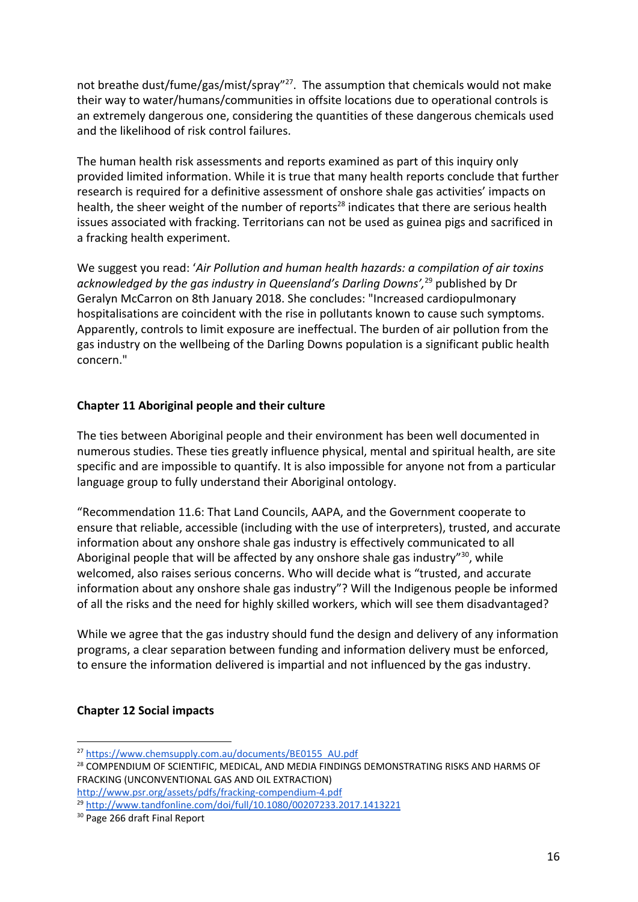not breathe dust/fume/gas/mist/spray"[27]. The assumption that chemicals would not make their way to water/humans/communities in offsite locations due to operational controls is an extremely dangerous one, considering the quantities of these dangerous chemicals used and the likelihood of risk control failures.

The human health risk assessments and reports examined as part of this inquiry only provided limited information. While it is true that many health reports conclude that further research is required for a definitive assessment of onshore shale gas activities' impacts on health, the sheer weight of the number of reports[28] indicates that there are serious health issues associated with fracking. Territorians can not be used as guinea pigs and sacrificed in a fracking health experiment.

We suggest you read: '*Air Pollution and human health hazards: a compilation of air toxins acknowledged by the gas industry in Queensland's Darling Downs'*,[29] published by Dr Geralyn McCarron on 8th January 2018. She concludes: "Increased cardiopulmonary hospitalisations are coincident with the rise in pollutants known to cause such symptoms. Apparently, controls to limit exposure are ineffectual. The burden of air pollution from the gas industry on the wellbeing of the Darling Downs population is a significant public health concern."

**Chapter 11 Aboriginal people and their culture**

The ties between Aboriginal people and their environment has been well documented in numerous studies. These ties greatly influence physical, mental and spiritual health, are site specific and are impossible to quantify. It is also impossible for anyone not from a particular language group to fully understand their Aboriginal ontology.

"Recommendation 11.6: That Land Councils, AAPA, and the Government cooperate to ensure that reliable, accessible (including with the use of interpreters), trusted, and accurate information about any onshore shale gas industry is effectively communicated to all Aboriginal people that will be affected by any onshore shale gas industry"[30], while welcomed, also raises serious concerns. Who will decide what is "trusted, and accurate information about any onshore shale gas industry"? Will the Indigenous people be informed of all the risks and the need for highly skilled workers, which will see them disadvantaged?

While we agree that the gas industry should fund the design and delivery of any information programs, a clear separation between funding and information delivery must be enforced, to ensure the information delivered is impartial and not influenced by the gas industry.

**Chapter 12 Social impacts**

---

[27] https://www.chemsupply.com.au/documents/BE0155_AU.pdf

[28] COMPENDIUM OF SCIENTIFIC, MEDICAL, AND MEDIA FINDINGS DEMONSTRATING RISKS AND HARMS OF FRACKING (UNCONVENTIONAL GAS AND OIL EXTRACTION) http://www.psr.org/assets/pdfs/fracking-compendium-4.pdf

[29] http://www.tandfonline.com/doi/full/10.1080/00207233.2017.1413221

[30] Page 266 draft Final Report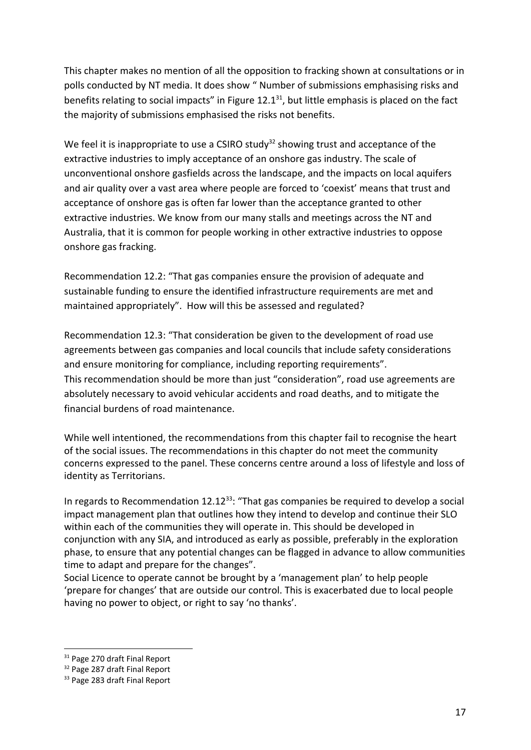This chapter makes no mention of all the opposition to fracking shown at consultations or in polls conducted by NT media. It does show " Number of submissions emphasising risks and benefits relating to social impacts" in Figure 12.1[31], but little emphasis is placed on the fact the majority of submissions emphasised the risks not benefits.

We feel it is inappropriate to use a CSIRO study[32] showing trust and acceptance of the extractive industries to imply acceptance of an onshore gas industry. The scale of unconventional onshore gasfields across the landscape, and the impacts on local aquifers and air quality over a vast area where people are forced to 'coexist' means that trust and acceptance of onshore gas is often far lower than the acceptance granted to other extractive industries. We know from our many stalls and meetings across the NT and Australia, that it is common for people working in other extractive industries to oppose onshore gas fracking.

Recommendation 12.2: "That gas companies ensure the provision of adequate and sustainable funding to ensure the identified infrastructure requirements are met and maintained appropriately". How will this be assessed and regulated?

Recommendation 12.3: "That consideration be given to the development of road use agreements between gas companies and local councils that include safety considerations and ensure monitoring for compliance, including reporting requirements".
This recommendation should be more than just "consideration", road use agreements are absolutely necessary to avoid vehicular accidents and road deaths, and to mitigate the financial burdens of road maintenance.

While well intentioned, the recommendations from this chapter fail to recognise the heart of the social issues. The recommendations in this chapter do not meet the community concerns expressed to the panel. These concerns centre around a loss of lifestyle and loss of identity as Territorians.

In regards to Recommendation 12.12[33]: "That gas companies be required to develop a social impact management plan that outlines how they intend to develop and continue their SLO within each of the communities they will operate in. This should be developed in conjunction with any SIA, and introduced as early as possible, preferably in the exploration phase, to ensure that any potential changes can be flagged in advance to allow communities time to adapt and prepare for the changes".
Social Licence to operate cannot be brought by a 'management plan' to help people 'prepare for changes' that are outside our control. This is exacerbated due to local people having no power to object, or right to say 'no thanks'.

---

[31] Page 270 draft Final Report
[32] Page 287 draft Final Report
[33] Page 283 draft Final Report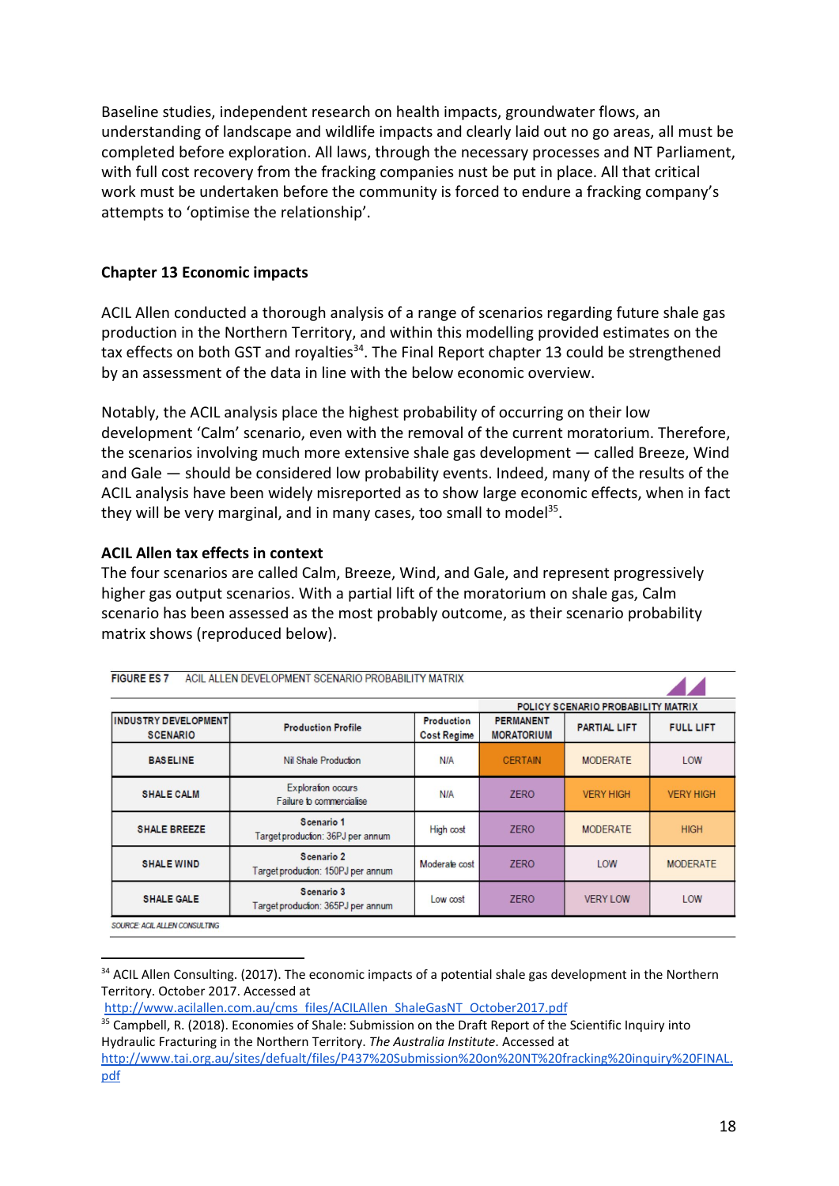Baseline studies, independent research on health impacts, groundwater flows, an understanding of landscape and wildlife impacts and clearly laid out no go areas, all must be completed before exploration. All laws, through the necessary processes and NT Parliament, with full cost recovery from the fracking companies nust be put in place. All that critical work must be undertaken before the community is forced to endure a fracking company's attempts to 'optimise the relationship'.

### Chapter 13 Economic impacts

ACIL Allen conducted a thorough analysis of a range of scenarios regarding future shale gas production in the Northern Territory, and within this modelling provided estimates on the tax effects on both GST and royalties[34]. The Final Report chapter 13 could be strengthened by an assessment of the data in line with the below economic overview.

Notably, the ACIL analysis place the highest probability of occurring on their low development 'Calm' scenario, even with the removal of the current moratorium. Therefore, the scenarios involving much more extensive shale gas development — called Breeze, Wind and Gale — should be considered low probability events. Indeed, many of the results of the ACIL analysis have been widely misreported as to show large economic effects, when in fact they will be very marginal, and in many cases, too small to model[35].

### ACIL Allen tax effects in context

The four scenarios are called Calm, Breeze, Wind, and Gale, and represent progressively higher gas output scenarios. With a partial lift of the moratorium on shale gas, Calm scenario has been assessed as the most probably outcome, as their scenario probability matrix shows (reproduced below).

FIGURE ES 7 ACIL ALLEN DEVELOPMENT SCENARIO PROBABILITY MATRIX

| | | | POLICY SCENARIO PROBABILITY MATRIX | | |
|---|---|---|---|---|---|
| INDUSTRY DEVELOPMENT SCENARIO | Production Profile | Production Cost Regime | PERMANENT MORATORIUM | PARTIAL LIFT | FULL LIFT |
| BASELINE | Nil Shale Production | N/A | CERTAIN | MODERATE | LOW |
| SHALE CALM | Exploration occurs Failure to commercialise | N/A | ZERO | VERY HIGH | VERY HIGH |
| SHALE BREEZE | Scenario 1 Target production: 36PJ per annum | High cost | ZERO | MODERATE | HIGH |
| SHALE WIND | Scenario 2 Target production: 150PJ per annum | Moderate cost | ZERO | LOW | MODERATE |
| SHALE GALE | Scenario 3 Target production: 365PJ per annum | Low cost | ZERO | VERY LOW | LOW |

SOURCE: ACIL ALLEN CONSULTING

---

[34] ACIL Allen Consulting. (2017). The economic impacts of a potential shale gas development in the Northern Territory. October 2017. Accessed at http://www.acilallen.com.au/cms_files/ACILAllen_ShaleGasNT_October2017.pdf

[35] Campbell, R. (2018). Economies of Shale: Submission on the Draft Report of the Scientific Inquiry into Hydraulic Fracturing in the Northern Territory. *The Australia Institute*. Accessed at http://www.tai.org.au/sites/defualt/files/P437%20Submission%20on%20NT%20fracking%20inquiry%20FINAL.pdf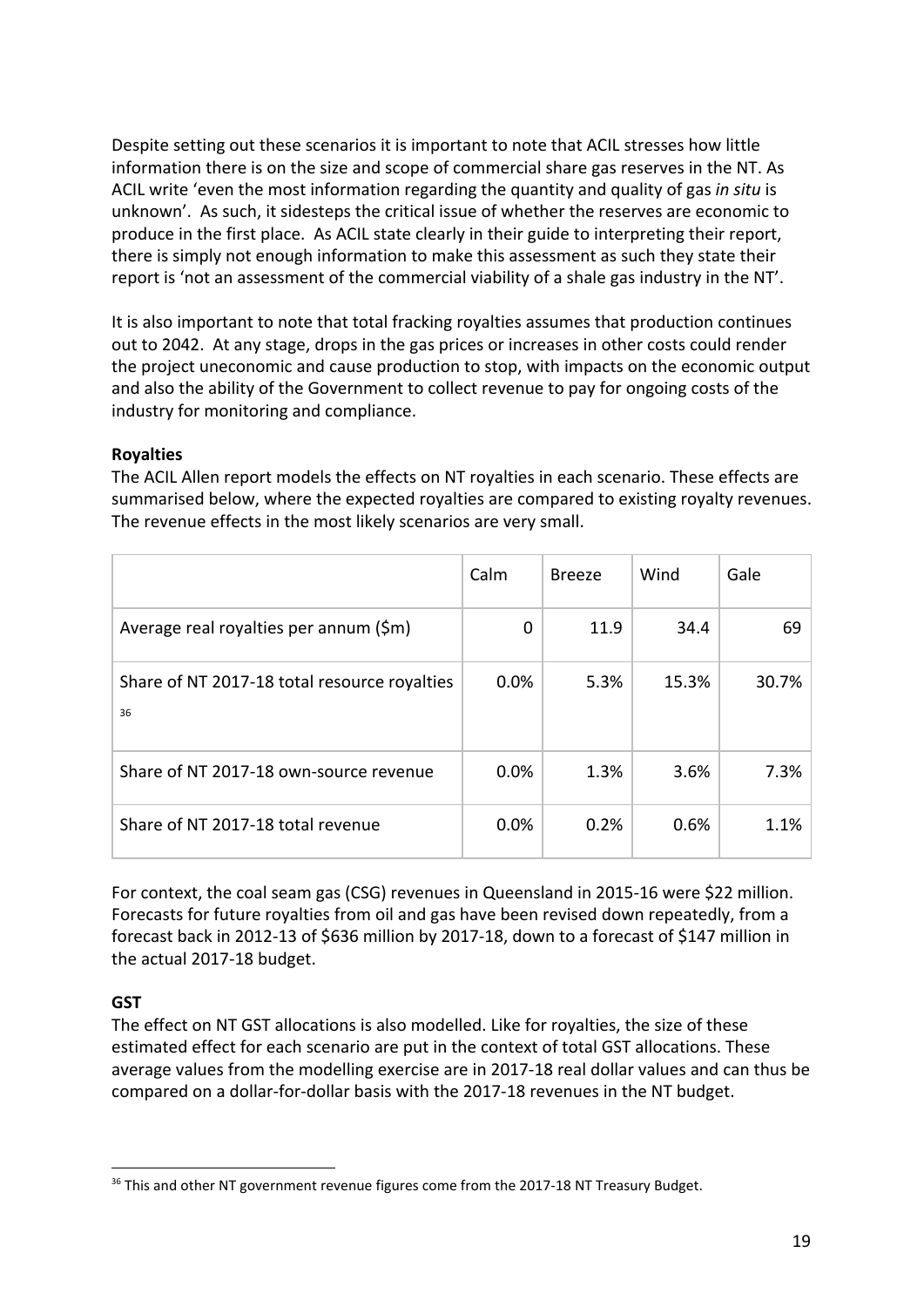Despite setting out these scenarios it is important to note that ACIL stresses how little information there is on the size and scope of commercial share gas reserves in the NT. As ACIL write 'even the most information regarding the quantity and quality of gas *in situ* is unknown'. As such, it sidesteps the critical issue of whether the reserves are economic to produce in the first place. As ACIL state clearly in their guide to interpreting their report, there is simply not enough information to make this assessment as such they state their report is 'not an assessment of the commercial viability of a shale gas industry in the NT'.

It is also important to note that total fracking royalties assumes that production continues out to 2042. At any stage, drops in the gas prices or increases in other costs could render the project uneconomic and cause production to stop, with impacts on the economic output and also the ability of the Government to collect revenue to pay for ongoing costs of the industry for monitoring and compliance.

**Royalties**

The ACIL Allen report models the effects on NT royalties in each scenario. These effects are summarised below, where the expected royalties are compared to existing royalty revenues. The revenue effects in the most likely scenarios are very small.

| | Calm | Breeze | Wind | Gale |
|---|---|---|---|---|
| Average real royalties per annum ($m) | 0 | 11.9 | 34.4 | 69 |
| Share of NT 2017-18 total resource royalties [36] | 0.0% | 5.3% | 15.3% | 30.7% |
| Share of NT 2017-18 own-source revenue | 0.0% | 1.3% | 3.6% | 7.3% |
| Share of NT 2017-18 total revenue | 0.0% | 0.2% | 0.6% | 1.1% |

For context, the coal seam gas (CSG) revenues in Queensland in 2015-16 were $22 million. Forecasts for future royalties from oil and gas have been revised down repeatedly, from a forecast back in 2012-13 of $636 million by 2017-18, down to a forecast of $147 million in the actual 2017-18 budget.

**GST**

The effect on NT GST allocations is also modelled. Like for royalties, the size of these estimated effect for each scenario are put in the context of total GST allocations. These average values from the modelling exercise are in 2017-18 real dollar values and can thus be compared on a dollar-for-dollar basis with the 2017-18 revenues in the NT budget.

[36] This and other NT government revenue figures come from the 2017-18 NT Treasury Budget.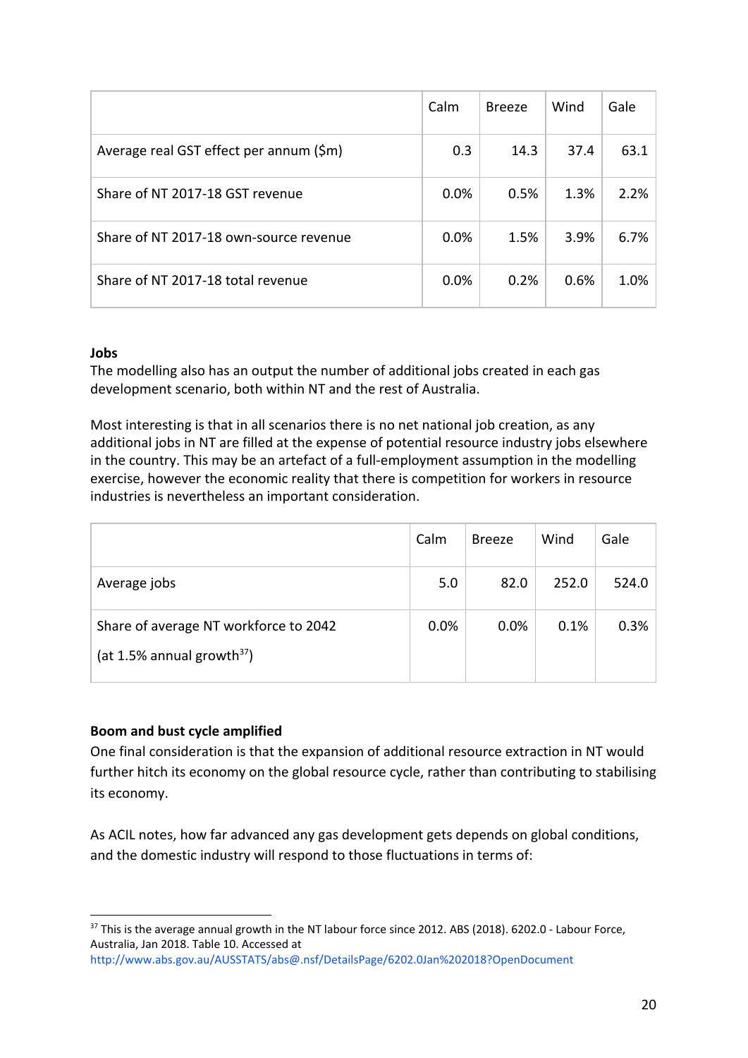| | Calm | Breeze | Wind | Gale |
|---|---|---|---|---|
| Average real GST effect per annum ($m) | 0.3 | 14.3 | 37.4 | 63.1 |
| Share of NT 2017-18 GST revenue | 0.0% | 0.5% | 1.3% | 2.2% |
| Share of NT 2017-18 own-source revenue | 0.0% | 1.5% | 3.9% | 6.7% |
| Share of NT 2017-18 total revenue | 0.0% | 0.2% | 0.6% | 1.0% |

**Jobs**

The modelling also has an output the number of additional jobs created in each gas development scenario, both within NT and the rest of Australia.

Most interesting is that in all scenarios there is no net national job creation, as any additional jobs in NT are filled at the expense of potential resource industry jobs elsewhere in the country. This may be an artefact of a full-employment assumption in the modelling exercise, however the economic reality that there is competition for workers in resource industries is nevertheless an important consideration.

| | Calm | Breeze | Wind | Gale |
|---|---|---|---|---|
| Average jobs | 5.0 | 82.0 | 252.0 | 524.0 |
| Share of average NT workforce to 2042 (at 1.5% annual growth[37]) | 0.0% | 0.0% | 0.1% | 0.3% |

**Boom and bust cycle amplified**

One final consideration is that the expansion of additional resource extraction in NT would further hitch its economy on the global resource cycle, rather than contributing to stabilising its economy.

As ACIL notes, how far advanced any gas development gets depends on global conditions, and the domestic industry will respond to those fluctuations in terms of:

[37] This is the average annual growth in the NT labour force since 2012. ABS (2018). 6202.0 - Labour Force, Australia, Jan 2018. Table 10. Accessed at http://www.abs.gov.au/AUSSTATS/abs@.nsf/DetailsPage/6202.0Jan%202018?OpenDocument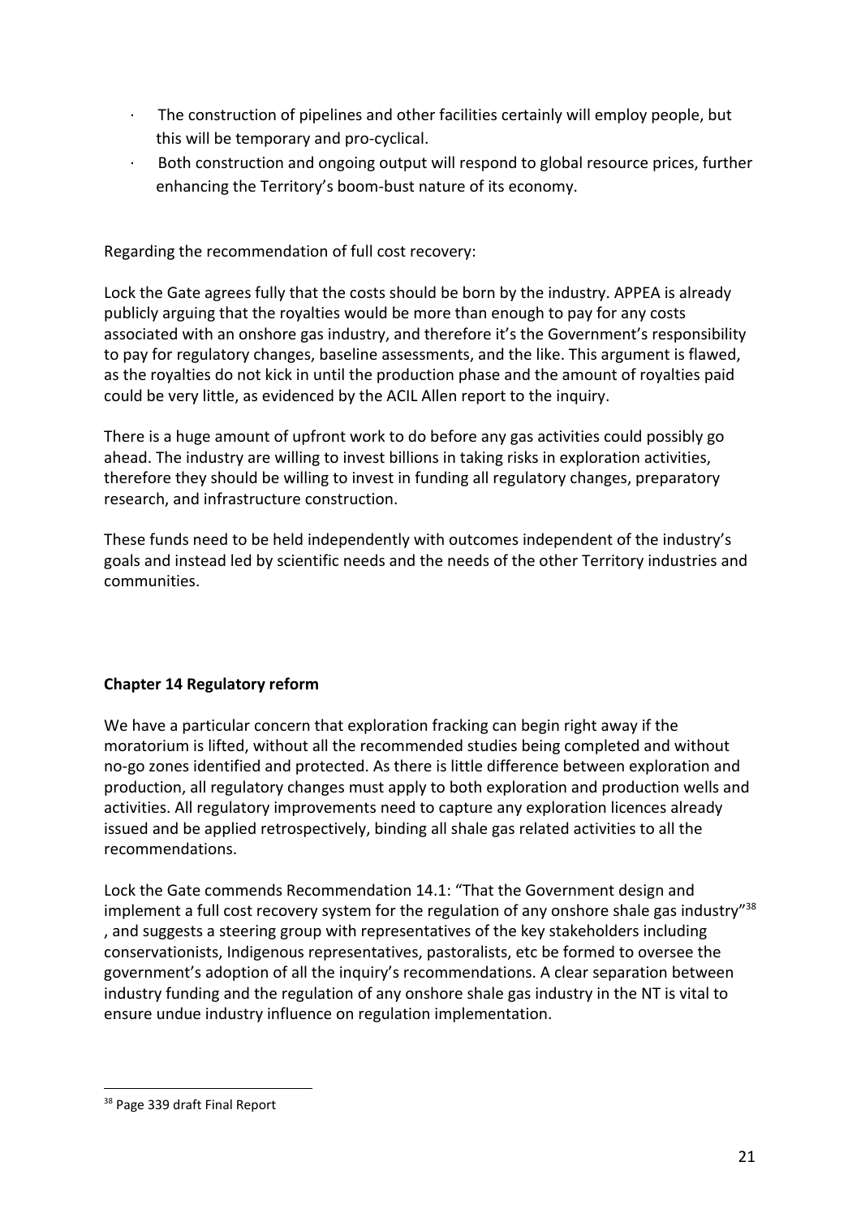- The construction of pipelines and other facilities certainly will employ people, but this will be temporary and pro-cyclical.
- Both construction and ongoing output will respond to global resource prices, further enhancing the Territory's boom-bust nature of its economy.

Regarding the recommendation of full cost recovery:

Lock the Gate agrees fully that the costs should be born by the industry. APPEA is already publicly arguing that the royalties would be more than enough to pay for any costs associated with an onshore gas industry, and therefore it's the Government's responsibility to pay for regulatory changes, baseline assessments, and the like. This argument is flawed, as the royalties do not kick in until the production phase and the amount of royalties paid could be very little, as evidenced by the ACIL Allen report to the inquiry.

There is a huge amount of upfront work to do before any gas activities could possibly go ahead. The industry are willing to invest billions in taking risks in exploration activities, therefore they should be willing to invest in funding all regulatory changes, preparatory research, and infrastructure construction.

These funds need to be held independently with outcomes independent of the industry's goals and instead led by scientific needs and the needs of the other Territory industries and communities.

**Chapter 14 Regulatory reform**

We have a particular concern that exploration fracking can begin right away if the moratorium is lifted, without all the recommended studies being completed and without no-go zones identified and protected. As there is little difference between exploration and production, all regulatory changes must apply to both exploration and production wells and activities. All regulatory improvements need to capture any exploration licences already issued and be applied retrospectively, binding all shale gas related activities to all the recommendations.

Lock the Gate commends Recommendation 14.1: "That the Government design and implement a full cost recovery system for the regulation of any onshore shale gas industry"[38], and suggests a steering group with representatives of the key stakeholders including conservationists, Indigenous representatives, pastoralists, etc be formed to oversee the government's adoption of all the inquiry's recommendations. A clear separation between industry funding and the regulation of any onshore shale gas industry in the NT is vital to ensure undue industry influence on regulation implementation.

[38] Page 339 draft Final Report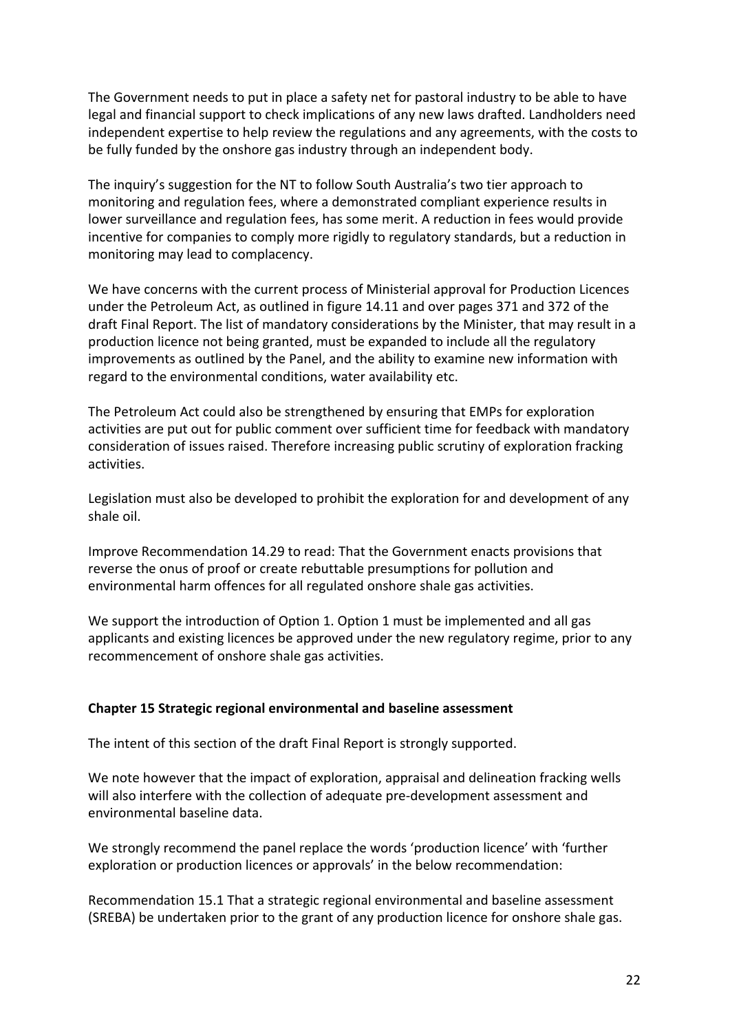The Government needs to put in place a safety net for pastoral industry to be able to have legal and financial support to check implications of any new laws drafted. Landholders need independent expertise to help review the regulations and any agreements, with the costs to be fully funded by the onshore gas industry through an independent body.

The inquiry's suggestion for the NT to follow South Australia's two tier approach to monitoring and regulation fees, where a demonstrated compliant experience results in lower surveillance and regulation fees, has some merit. A reduction in fees would provide incentive for companies to comply more rigidly to regulatory standards, but a reduction in monitoring may lead to complacency.

We have concerns with the current process of Ministerial approval for Production Licences under the Petroleum Act, as outlined in figure 14.11 and over pages 371 and 372 of the draft Final Report. The list of mandatory considerations by the Minister, that may result in a production licence not being granted, must be expanded to include all the regulatory improvements as outlined by the Panel, and the ability to examine new information with regard to the environmental conditions, water availability etc.

The Petroleum Act could also be strengthened by ensuring that EMPs for exploration activities are put out for public comment over sufficient time for feedback with mandatory consideration of issues raised. Therefore increasing public scrutiny of exploration fracking activities.

Legislation must also be developed to prohibit the exploration for and development of any shale oil.

Improve Recommendation 14.29 to read: That the Government enacts provisions that reverse the onus of proof or create rebuttable presumptions for pollution and environmental harm offences for all regulated onshore shale gas activities.

We support the introduction of Option 1. Option 1 must be implemented and all gas applicants and existing licences be approved under the new regulatory regime, prior to any recommencement of onshore shale gas activities.

**Chapter 15 Strategic regional environmental and baseline assessment**

The intent of this section of the draft Final Report is strongly supported.

We note however that the impact of exploration, appraisal and delineation fracking wells will also interfere with the collection of adequate pre-development assessment and environmental baseline data.

We strongly recommend the panel replace the words 'production licence' with 'further exploration or production licences or approvals' in the below recommendation:

Recommendation 15.1 That a strategic regional environmental and baseline assessment (SREBA) be undertaken prior to the grant of any production licence for onshore shale gas.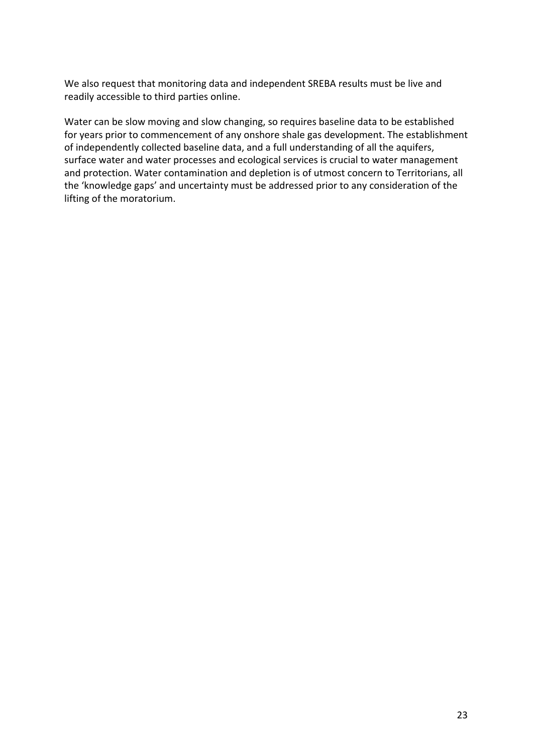We also request that monitoring data and independent SREBA results must be live and readily accessible to third parties online.

Water can be slow moving and slow changing, so requires baseline data to be established for years prior to commencement of any onshore shale gas development. The establishment of independently collected baseline data, and a full understanding of all the aquifers, surface water and water processes and ecological services is crucial to water management and protection. Water contamination and depletion is of utmost concern to Territorians, all the 'knowledge gaps' and uncertainty must be addressed prior to any consideration of the lifting of the moratorium.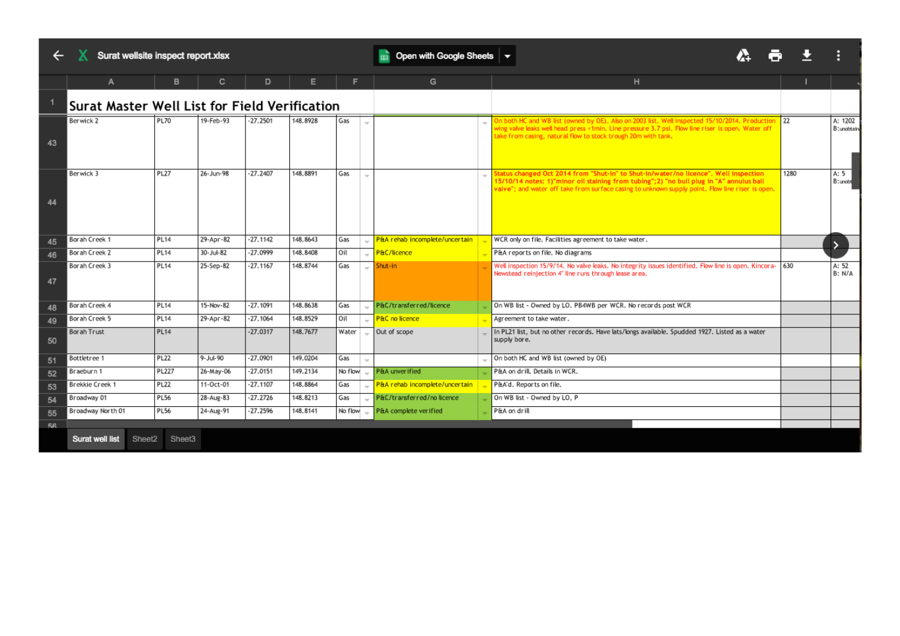# Surat Master Well List for Field Verification

| | A | B | C | D | E | F | G | H | I | |
|---|---|---|---|---|---|---|---|---|---|---|
| 43 | Berwick 2 | PL70 | 19-Feb-93 | -27.2501 | 148.8928 | Gas | | On both HC and WB list (owned by OE). Also on 2003 list. Well inspected 15/10/2014. Production wing valve leaks well head press <1min. Line pressure 3.7 psi. Flow line riser is open. Water off take from casing, natural flow to stock trough 20m with tank. | 22 | A: 1202 B: unobtain |
| 44 | Berwick 3 | PL27 | 26-Jun-98 | -27.2407 | 148.8891 | Gas | | Status changed Oct 2014 from "Shut-in" to Shut-in/water/no licence". Well inspection 15/10/14 notes: 1)"minor oil staining from tubing";2) "no bull plug in "A" annulus ball valve"; and water off take from surface casing to unknown supply point. Flow line riser is open. | 1280 | A: 5 B: unobt |
| 45 | Borah Creek 1 | PL14 | 29-Apr-82 | -27.1142 | 148.8643 | Gas | P&A rehab incomplete/uncertain | WCR only on file. Facilities agreement to take water. | | |
| 46 | Borah Creek 2 | PL14 | 30-Jul-82 | -27.0999 | 148.8408 | Oil | P&C/licence | P&A reports on file. No diagrams | | |
| 47 | Borah Creek 3 | PL14 | 25-Sep-82 | -27.1167 | 148.8744 | Gas | Shut-in | Well inspection 15/9/14. No valve leaks. No integrity issues identified. Flow line is open. Kincora-Newstead reinjection 4" line runs through lease area. | 630 | A: 52 B: N/A |
| 48 | Borah Creek 4 | PL14 | 15-Nov-82 | -27.1091 | 148.8638 | Gas | P&C/transferred/licence | On WB list - Owned by LO. PB4WB per WCR. No records post WCR | | |
| 49 | Borah Creek 5 | PL14 | 29-Apr-82 | -27.1064 | 148.8529 | Oil | P&C no licence | Agreement to take water. | | |
| 50 | Borah Trust | PL14 | | -27.0317 | 148.7677 | Water | Out of scope | In PL21 list, but no other records. Have lats/longs available. Spudded 1927. Listed as a water supply bore. | | |
| 51 | Bottletree 1 | PL22 | 9-Jul-90 | -27.0901 | 149.0204 | Gas | | On both HC and WB list (owned by OE) | | |
| 52 | Braeburn 1 | PL227 | 26-May-06 | -27.0151 | 149.2134 | No flow | P&A unverified | P&A on drill. Details in WCR. | | |
| 53 | Brekkie Creek 1 | PL22 | 11-Oct-01 | -27.1107 | 148.8864 | Gas | P&A rehab incomplete/uncertain | P&A'd. Reports on file. | | |
| 54 | Broadway 01 | PL56 | 28-Aug-83 | -27.2726 | 148.8213 | Gas | P&C/transferred/no licence | On WB list - Owned by LO, P | | |
| 55 | Broadway North 01 | PL56 | 24-Aug-91 | -27.2596 | 148.8141 | No flow | P&A complete verified | P&A on drill | | |

Surat well list | Sheet2 | Sheet3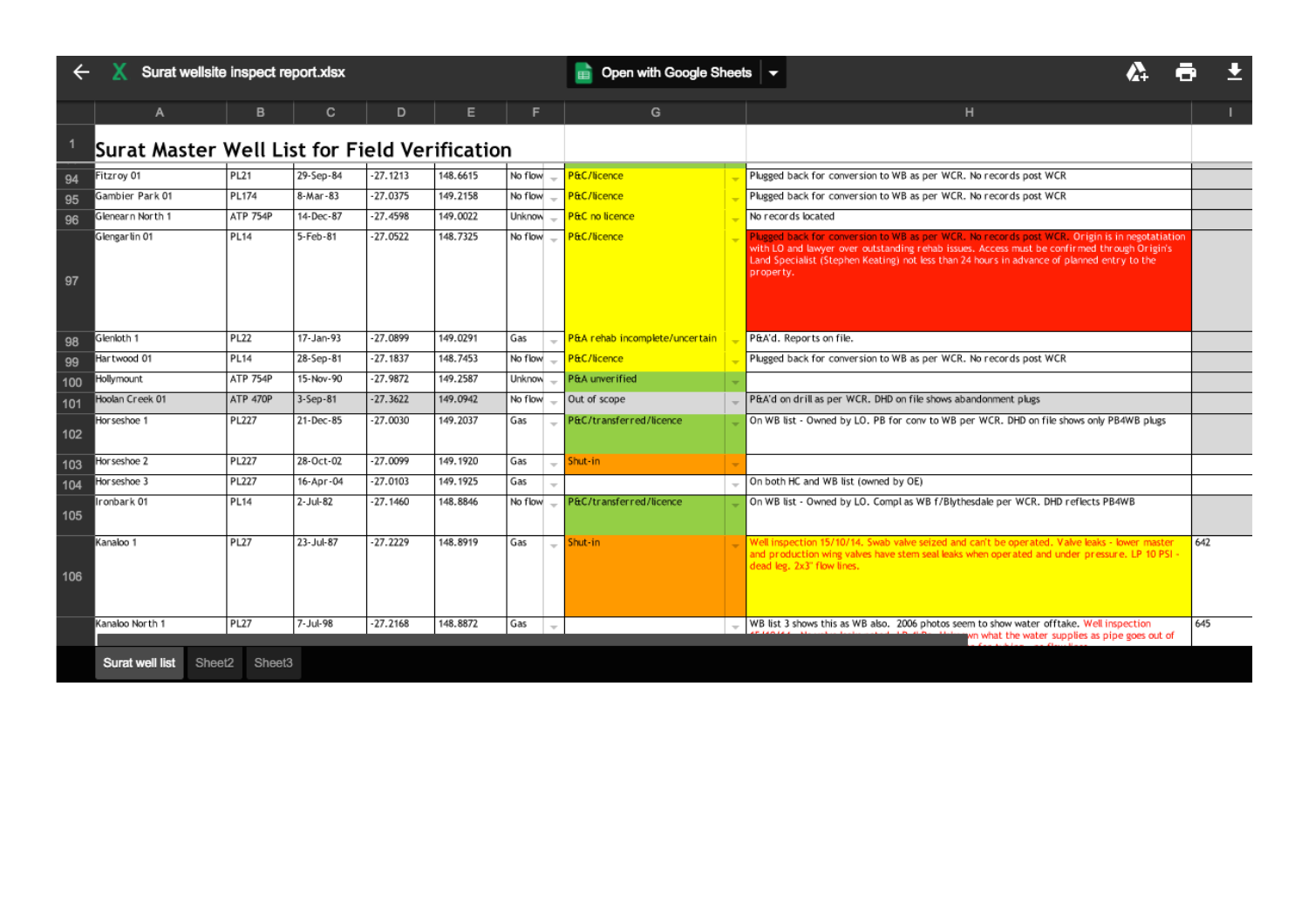Surat wellsite inspect report.xlsx

# Surat Master Well List for Field Verification

| Row | A | B | C | D | E | F | G | H | I |
|---|---|---|---|---|---|---|---|---|---|
| 94 | Fitzroy 01 | PL21 | 29-Sep-84 | -27.1213 | 148.6615 | No flow | P&C/licence | Plugged back for conversion to WB as per WCR. No records post WCR | |
| 95 | Gambier Park 01 | PL174 | 8-Mar-83 | -27.0375 | 149.2158 | No flow | P&C/licence | Plugged back for conversion to WB as per WCR. No records post WCR | |
| 96 | Glenearn North 1 | ATP 754P | 14-Dec-87 | -27.4598 | 149.0022 | Unknow | P&C no licence | No records located | |
| 97 | Glengarlin 01 | PL14 | 5-Feb-81 | -27.0522 | 148.7325 | No flow | P&C/licence | Plugged back for conversion to WB as per WCR. No records post WCR. Origin is in negotatiation with LO and lawyer over outstanding rehab issues. Access must be confirmed through Origin's Land Specialist (Stephen Keating) not less than 24 hours in advance of planned entry to the property. | |
| 98 | Glenloth 1 | PL22 | 17-Jan-93 | -27.0899 | 149.0291 | Gas | P&A rehab incomplete/uncertain | P&A'd. Reports on file. | |
| 99 | Hartwood 01 | PL14 | 28-Sep-81 | -27.1837 | 148.7453 | No flow | P&C/licence | Plugged back for conversion to WB as per WCR. No records post WCR | |
| 100 | Hollymount | ATP 754P | 15-Nov-90 | -27.9872 | 149.2587 | Unknow | P&A unverified | | |
| 101 | Hoolan Creek 01 | ATP 470P | 3-Sep-81 | -27.3622 | 149.0942 | No flow | Out of scope | P&A'd on drill as per WCR. DHD on file shows abandonment plugs | |
| 102 | Horseshoe 1 | PL227 | 21-Dec-85 | -27.0030 | 149.2037 | Gas | P&C/transferred/licence | On WB list - Owned by LO. PB for conv to WB per WCR. DHD on file shows only PB4WB plugs | |
| 103 | Horseshoe 2 | PL227 | 28-Oct-02 | -27.0099 | 149.1920 | Gas | Shut-in | | |
| 104 | Horseshoe 3 | PL227 | 16-Apr-04 | -27.0103 | 149.1925 | Gas | | On both HC and WB list (owned by OE) | |
| 105 | Ironbark 01 | PL14 | 2-Jul-82 | -27.1460 | 148.8846 | No flow | P&C/transferred/licence | On WB list - Owned by LO. Compl as WB f/Blythesdale per WCR. DHD reflects PB4WB | |
| 106 | Kanaloo 1 | PL27 | 23-Jul-87 | -27.2229 | 148.8919 | Gas | Shut-in | Well inspection 15/10/14. Swab valve seized and can't be operated. Valve leaks - lower master and production wing valves have stem seal leaks when operated and under pressure. LP 10 PSI - dead leg. 2x3" flow lines. | 642 |
| | Kanaloo North 1 | PL27 | 7-Jul-98 | -27.2168 | 148.8872 | Gas | | WB list 3 shows this as WB also. 2006 photos seem to show water offtake. Well inspection ... wn what the water supplies as pipe goes out of ... | 645 |

Surat well list | Sheet2 | Sheet3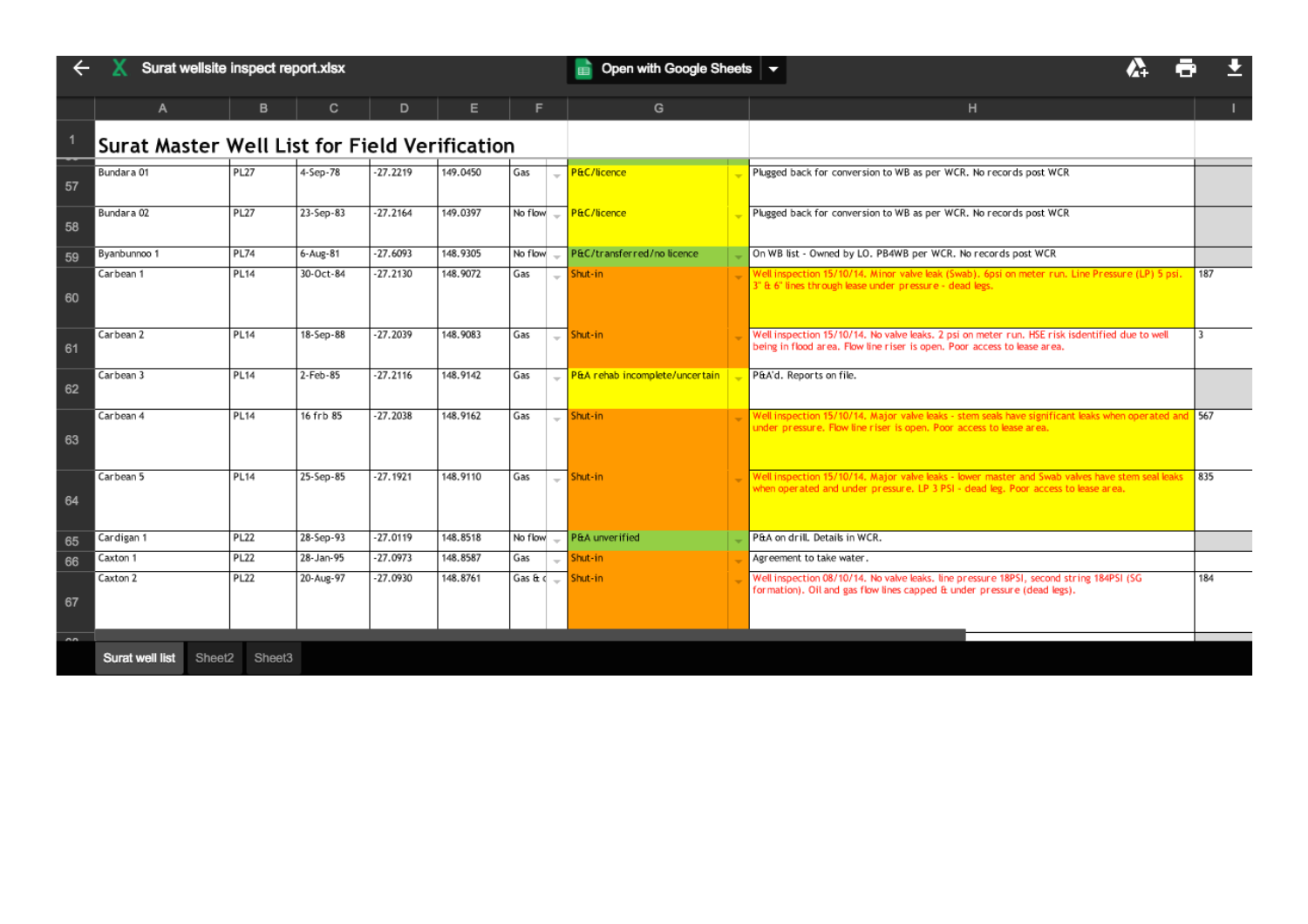Surat wellsite inspect report.xlsx

# Surat Master Well List for Field Verification

| A | B | C | D | E | F | G | H | I |
|---|---|---|---|---|---|---|---|---|
| Bundara 01 | PL27 | 4-Sep-78 | -27.2219 | 149.0450 | Gas | P&C/licence | Plugged back for conversion to WB as per WCR. No records post WCR | |
| Bundara 02 | PL27 | 23-Sep-83 | -27.2164 | 149.0397 | No flow | P&C/licence | Plugged back for conversion to WB as per WCR. No records post WCR | |
| Byanbunnoo 1 | PL74 | 6-Aug-81 | -27.6093 | 148.9305 | No flow | P&C/transferred/no licence | On WB list - Owned by LO. PB4WB per WCR. No records post WCR | |
| Carbean 1 | PL14 | 30-Oct-84 | -27.2130 | 148.9072 | Gas | Shut-in | Well inspection 15/10/14. Minor valve leak (Swab). 6psi on meter run. Line Pressure (LP) 5 psi. 3" & 6" lines through lease under pressure - dead legs. | 187 |
| Carbean 2 | PL14 | 18-Sep-88 | -27.2039 | 148.9083 | Gas | Shut-in | Well inspection 15/10/14. No valve leaks. 2 psi on meter run. HSE risk isdentified due to well being in flood area. Flow line riser is open. Poor access to lease area. | 3 |
| Carbean 3 | PL14 | 2-Feb-85 | -27.2116 | 148.9142 | Gas | P&A rehab incomplete/uncertain | P&A'd. Reports on file. | |
| Carbean 4 | PL14 | 16 frb 85 | -27.2038 | 148.9162 | Gas | Shut-in | Well inspection 15/10/14. Major valve leaks - stem seals have significant leaks when operated and under pressure. Flow line riser is open. Poor access to lease area. | 567 |
| Carbean 5 | PL14 | 25-Sep-85 | -27.1921 | 148.9110 | Gas | Shut-in | Well inspection 15/10/14. Major valve leaks - lower master and Swab valves have stem seal leaks when operated and under pressure. LP 3 PSI - dead leg. Poor access to lease area. | 835 |
| Cardigan 1 | PL22 | 28-Sep-93 | -27.0119 | 148.8518 | No flow | P&A unverified | P&A on drill. Details in WCR. | |
| Caxton 1 | PL22 | 28-Jan-95 | -27.0973 | 148.8587 | Gas | Shut-in | Agreement to take water. | |
| Caxton 2 | PL22 | 20-Aug-97 | -27.0930 | 148.8761 | Gas & c | Shut-in | Well inspection 08/10/14. No valve leaks. line pressure 18PSI, second string 184PSI (SG formation). Oil and gas flow lines capped & under pressure (dead legs). | 184 |

Surat well list | Sheet2 | Sheet3